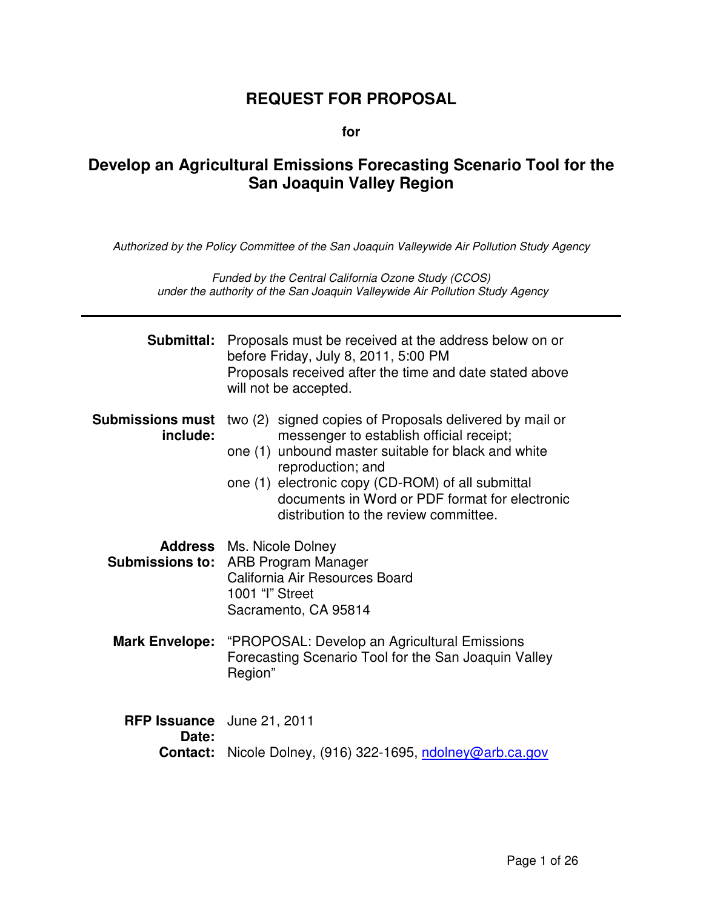# REQUEST FOR PROPOSAL

**for**

## Develop an Agricultural Emissions Forecasting Scenario Tool for the San Joaquin Valley Region

*Authorized by the Policy Committee of the San Joaquin Valleywide Air Pollution Study Agency*

*Funded by the Central California Ozone Study (CCOS) under the authority of the San Joaquin Valleywide Air Pollution Study Agency*

---

**Submittal:** Proposals must be received at the address below on or before Friday, July 8, 2011, 5:00 PM
Proposals received after the time and date stated above will not be accepted.

**Submissions must include:**
- two (2) signed copies of Proposals delivered by mail or messenger to establish official receipt;
- one (1) unbound master suitable for black and white reproduction; and
- one (1) electronic copy (CD-ROM) of all submittal documents in Word or PDF format for electronic distribution to the review committee.

**Address Submissions to:** Ms. Nicole Dolney
ARB Program Manager
California Air Resources Board
1001 "I" Street
Sacramento, CA 95814

**Mark Envelope:** "PROPOSAL: Develop an Agricultural Emissions Forecasting Scenario Tool for the San Joaquin Valley Region"

**RFP Issuance Date:** June 21, 2011

**Contact:** Nicole Dolney, (916) 322-1695, ndolney@arb.ca.gov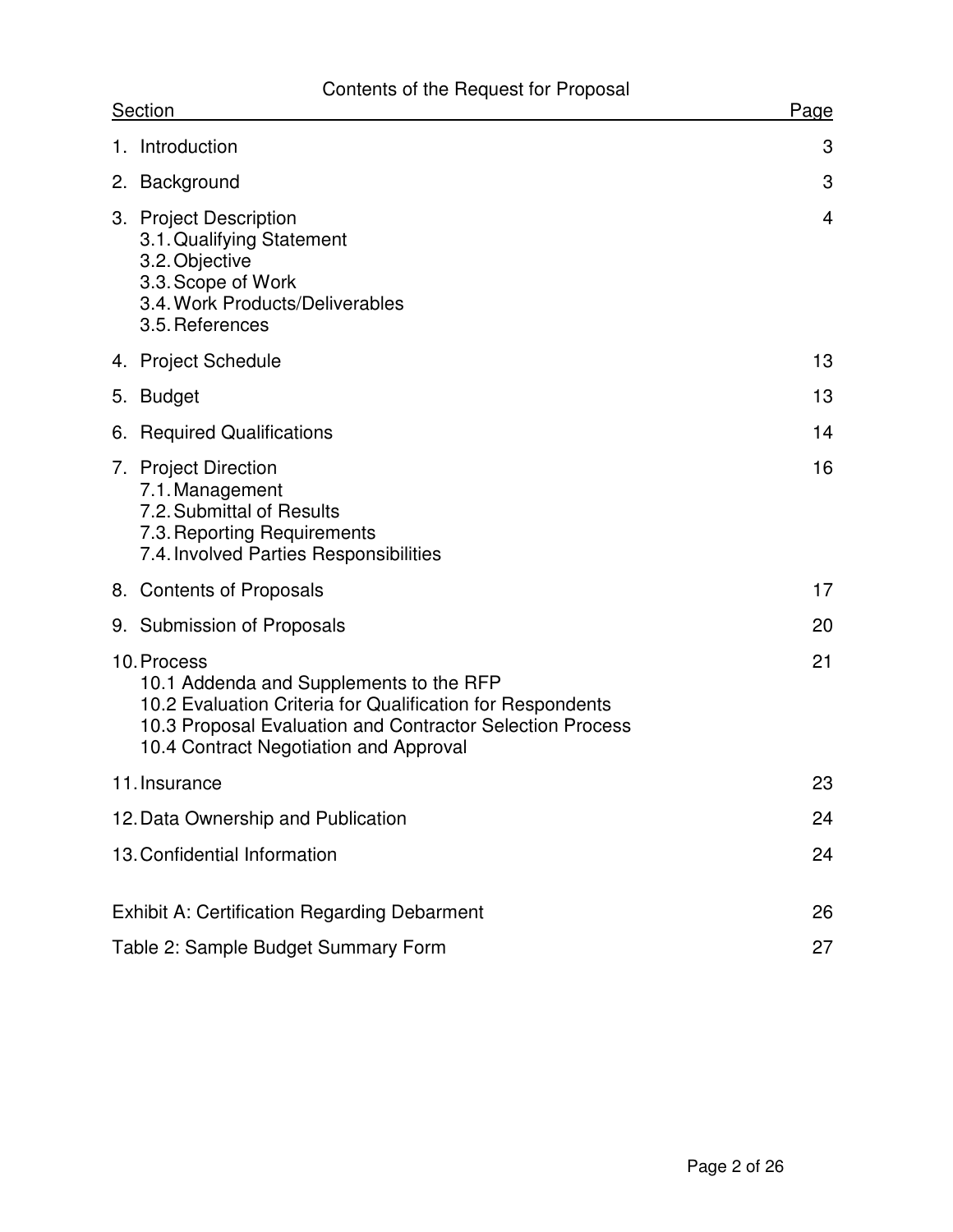# Contents of the Request for Proposal

| Section | Page |
| --- | --- |
| 1. Introduction | 3 |
| 2. Background | 3 |
| 3. Project Description<br>3.1. Qualifying Statement<br>3.2. Objective<br>3.3. Scope of Work<br>3.4. Work Products/Deliverables<br>3.5. References | 4 |
| 4. Project Schedule | 13 |
| 5. Budget | 13 |
| 6. Required Qualifications | 14 |
| 7. Project Direction<br>7.1. Management<br>7.2. Submittal of Results<br>7.3. Reporting Requirements<br>7.4. Involved Parties Responsibilities | 16 |
| 8. Contents of Proposals | 17 |
| 9. Submission of Proposals | 20 |
| 10. Process<br>10.1 Addenda and Supplements to the RFP<br>10.2 Evaluation Criteria for Qualification for Respondents<br>10.3 Proposal Evaluation and Contractor Selection Process<br>10.4 Contract Negotiation and Approval | 21 |
| 11. Insurance | 23 |
| 12. Data Ownership and Publication | 24 |
| 13. Confidential Information | 24 |
| Exhibit A: Certification Regarding Debarment | 26 |
| Table 2: Sample Budget Summary Form | 27 |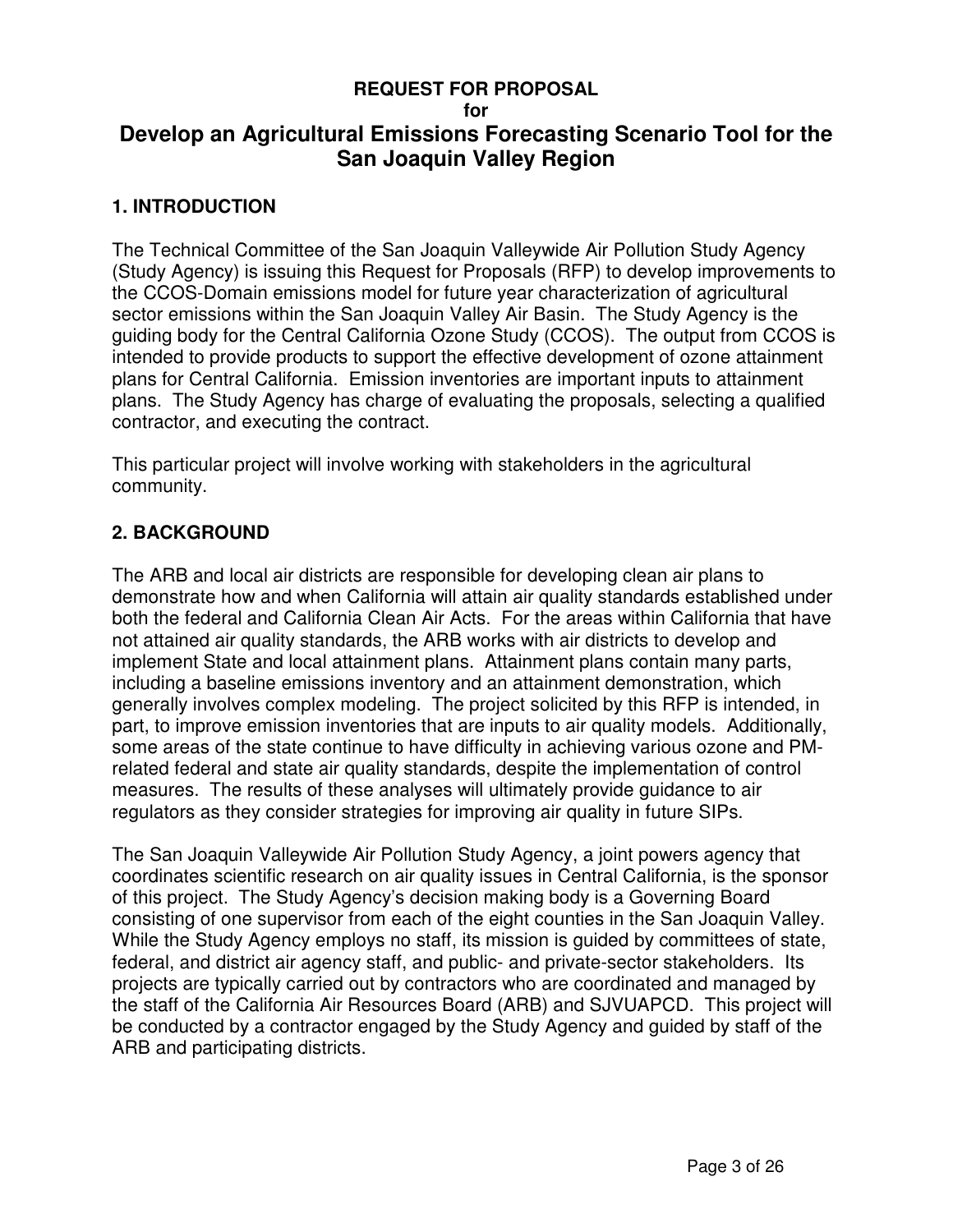**REQUEST FOR PROPOSAL**
**for**

# Develop an Agricultural Emissions Forecasting Scenario Tool for the San Joaquin Valley Region

## 1. INTRODUCTION

The Technical Committee of the San Joaquin Valleywide Air Pollution Study Agency (Study Agency) is issuing this Request for Proposals (RFP) to develop improvements to the CCOS-Domain emissions model for future year characterization of agricultural sector emissions within the San Joaquin Valley Air Basin. The Study Agency is the guiding body for the Central California Ozone Study (CCOS). The output from CCOS is intended to provide products to support the effective development of ozone attainment plans for Central California. Emission inventories are important inputs to attainment plans. The Study Agency has charge of evaluating the proposals, selecting a qualified contractor, and executing the contract.

This particular project will involve working with stakeholders in the agricultural community.

## 2. BACKGROUND

The ARB and local air districts are responsible for developing clean air plans to demonstrate how and when California will attain air quality standards established under both the federal and California Clean Air Acts. For the areas within California that have not attained air quality standards, the ARB works with air districts to develop and implement State and local attainment plans. Attainment plans contain many parts, including a baseline emissions inventory and an attainment demonstration, which generally involves complex modeling. The project solicited by this RFP is intended, in part, to improve emission inventories that are inputs to air quality models. Additionally, some areas of the state continue to have difficulty in achieving various ozone and PM-related federal and state air quality standards, despite the implementation of control measures. The results of these analyses will ultimately provide guidance to air regulators as they consider strategies for improving air quality in future SIPs.

The San Joaquin Valleywide Air Pollution Study Agency, a joint powers agency that coordinates scientific research on air quality issues in Central California, is the sponsor of this project. The Study Agency's decision making body is a Governing Board consisting of one supervisor from each of the eight counties in the San Joaquin Valley. While the Study Agency employs no staff, its mission is guided by committees of state, federal, and district air agency staff, and public- and private-sector stakeholders. Its projects are typically carried out by contractors who are coordinated and managed by the staff of the California Air Resources Board (ARB) and SJVUAPCD. This project will be conducted by a contractor engaged by the Study Agency and guided by staff of the ARB and participating districts.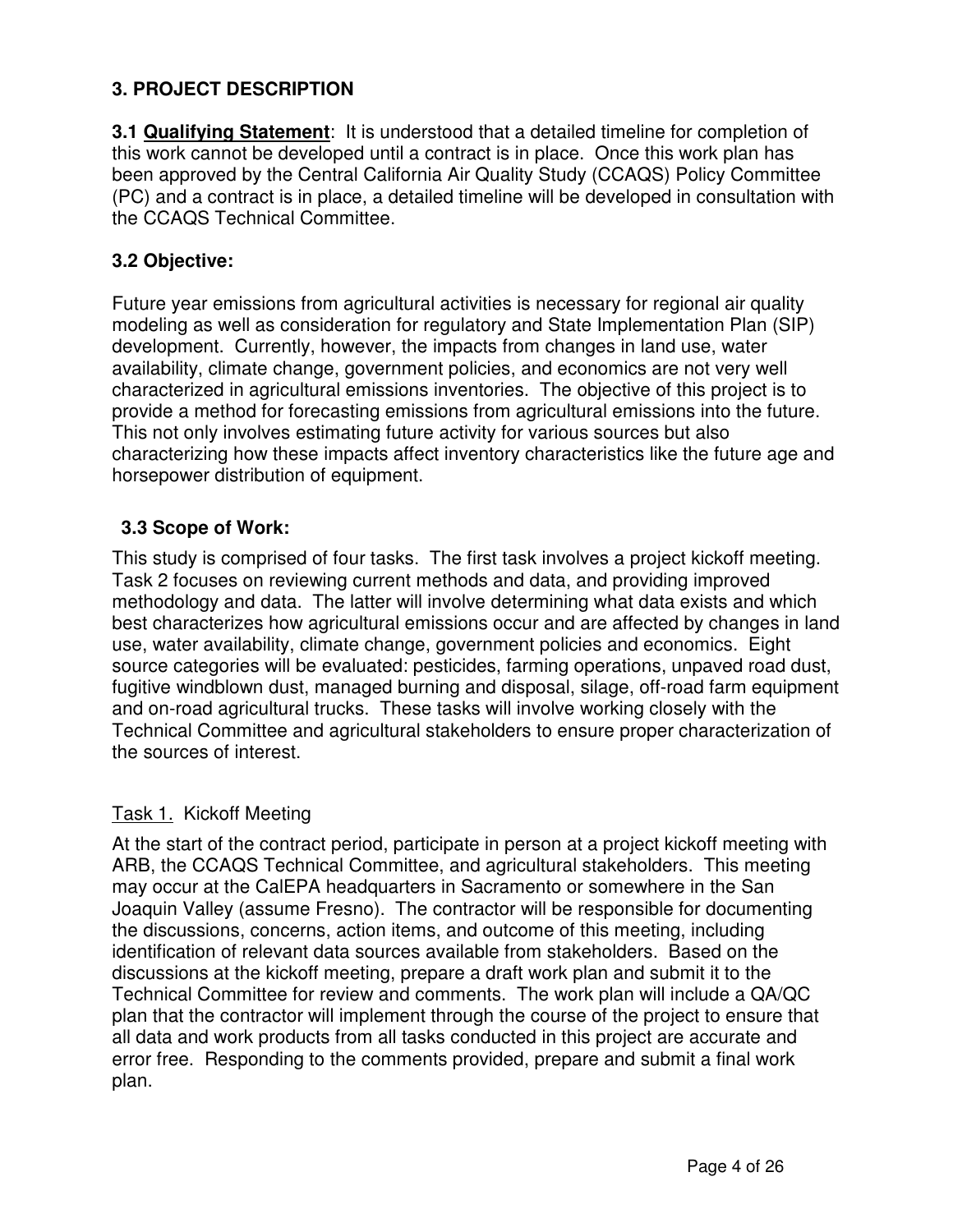## 3. PROJECT DESCRIPTION

**3.1 <u>Qualifying Statement</u>**: It is understood that a detailed timeline for completion of this work cannot be developed until a contract is in place. Once this work plan has been approved by the Central California Air Quality Study (CCAQS) Policy Committee (PC) and a contract is in place, a detailed timeline will be developed in consultation with the CCAQS Technical Committee.

### 3.2 Objective:

Future year emissions from agricultural activities is necessary for regional air quality modeling as well as consideration for regulatory and State Implementation Plan (SIP) development. Currently, however, the impacts from changes in land use, water availability, climate change, government policies, and economics are not very well characterized in agricultural emissions inventories. The objective of this project is to provide a method for forecasting emissions from agricultural emissions into the future. This not only involves estimating future activity for various sources but also characterizing how these impacts affect inventory characteristics like the future age and horsepower distribution of equipment.

### 3.3 Scope of Work:

This study is comprised of four tasks. The first task involves a project kickoff meeting. Task 2 focuses on reviewing current methods and data, and providing improved methodology and data. The latter will involve determining what data exists and which best characterizes how agricultural emissions occur and are affected by changes in land use, water availability, climate change, government policies and economics. Eight source categories will be evaluated: pesticides, farming operations, unpaved road dust, fugitive windblown dust, managed burning and disposal, silage, off-road farm equipment and on-road agricultural trucks. These tasks will involve working closely with the Technical Committee and agricultural stakeholders to ensure proper characterization of the sources of interest.

<u>Task 1.</u> Kickoff Meeting

At the start of the contract period, participate in person at a project kickoff meeting with ARB, the CCAQS Technical Committee, and agricultural stakeholders. This meeting may occur at the CalEPA headquarters in Sacramento or somewhere in the San Joaquin Valley (assume Fresno). The contractor will be responsible for documenting the discussions, concerns, action items, and outcome of this meeting, including identification of relevant data sources available from stakeholders. Based on the discussions at the kickoff meeting, prepare a draft work plan and submit it to the Technical Committee for review and comments. The work plan will include a QA/QC plan that the contractor will implement through the course of the project to ensure that all data and work products from all tasks conducted in this project are accurate and error free. Responding to the comments provided, prepare and submit a final work plan.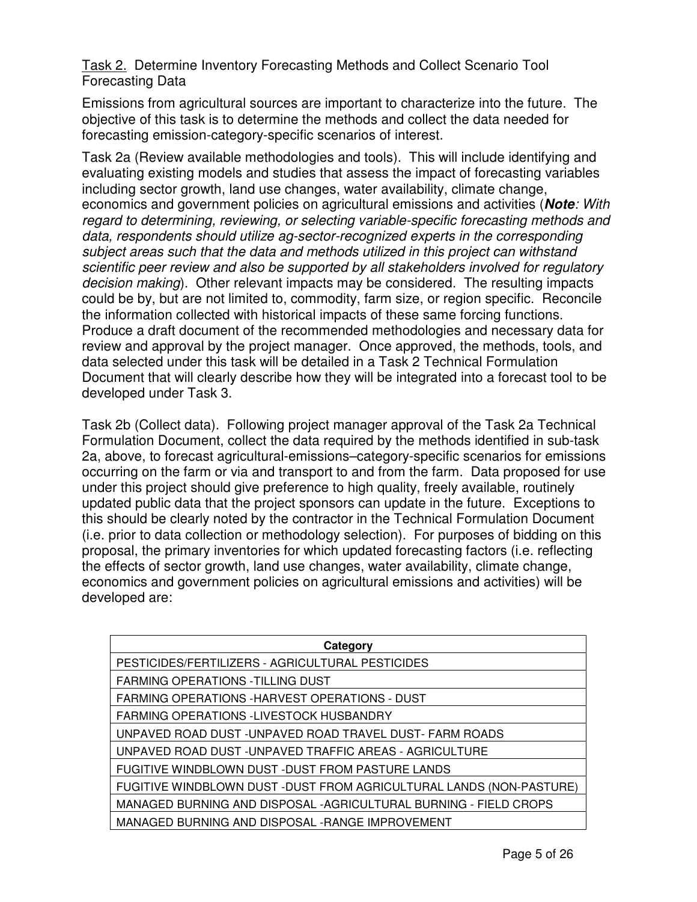<u>Task 2.</u> Determine Inventory Forecasting Methods and Collect Scenario Tool Forecasting Data

Emissions from agricultural sources are important to characterize into the future. The objective of this task is to determine the methods and collect the data needed for forecasting emission-category-specific scenarios of interest.

Task 2a (Review available methodologies and tools). This will include identifying and evaluating existing models and studies that assess the impact of forecasting variables including sector growth, land use changes, water availability, climate change, economics and government policies on agricultural emissions and activities (***Note****: With regard to determining, reviewing, or selecting variable-specific forecasting methods and data, respondents should utilize ag-sector-recognized experts in the corresponding subject areas such that the data and methods utilized in this project can withstand scientific peer review and also be supported by all stakeholders involved for regulatory decision making*). Other relevant impacts may be considered. The resulting impacts could be by, but are not limited to, commodity, farm size, or region specific. Reconcile the information collected with historical impacts of these same forcing functions. Produce a draft document of the recommended methodologies and necessary data for review and approval by the project manager. Once approved, the methods, tools, and data selected under this task will be detailed in a Task 2 Technical Formulation Document that will clearly describe how they will be integrated into a forecast tool to be developed under Task 3.

Task 2b (Collect data). Following project manager approval of the Task 2a Technical Formulation Document, collect the data required by the methods identified in sub-task 2a, above, to forecast agricultural-emissions–category-specific scenarios for emissions occurring on the farm or via and transport to and from the farm. Data proposed for use under this project should give preference to high quality, freely available, routinely updated public data that the project sponsors can update in the future. Exceptions to this should be clearly noted by the contractor in the Technical Formulation Document (i.e. prior to data collection or methodology selection). For purposes of bidding on this proposal, the primary inventories for which updated forecasting factors (i.e. reflecting the effects of sector growth, land use changes, water availability, climate change, economics and government policies on agricultural emissions and activities) will be developed are:

| Category |
|---|
| PESTICIDES/FERTILIZERS - AGRICULTURAL PESTICIDES |
| FARMING OPERATIONS -TILLING DUST |
| FARMING OPERATIONS -HARVEST OPERATIONS - DUST |
| FARMING OPERATIONS -LIVESTOCK HUSBANDRY |
| UNPAVED ROAD DUST -UNPAVED ROAD TRAVEL DUST- FARM ROADS |
| UNPAVED ROAD DUST -UNPAVED TRAFFIC AREAS - AGRICULTURE |
| FUGITIVE WINDBLOWN DUST -DUST FROM PASTURE LANDS |
| FUGITIVE WINDBLOWN DUST -DUST FROM AGRICULTURAL LANDS (NON-PASTURE) |
| MANAGED BURNING AND DISPOSAL -AGRICULTURAL BURNING - FIELD CROPS |
| MANAGED BURNING AND DISPOSAL -RANGE IMPROVEMENT |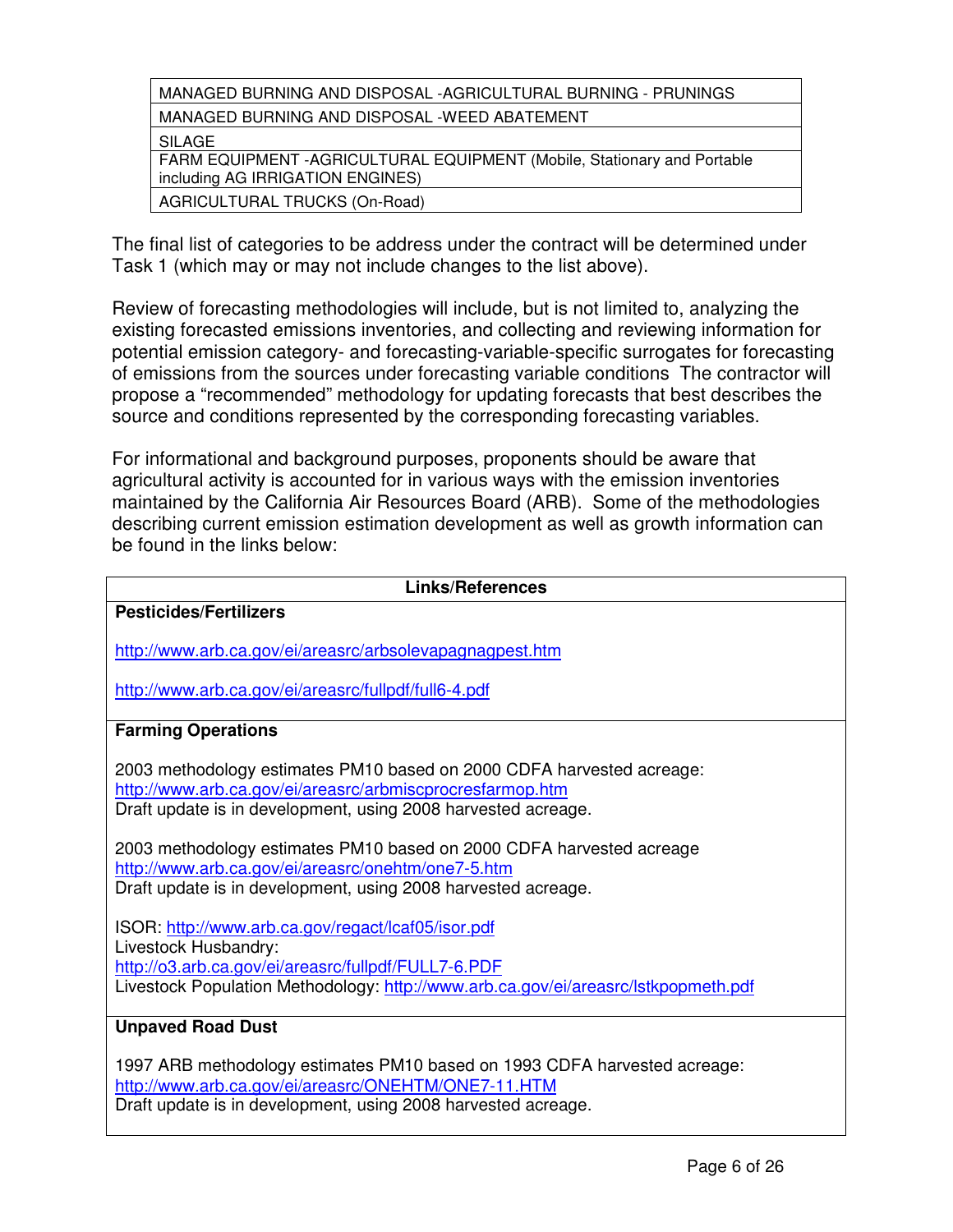| MANAGED BURNING AND DISPOSAL -AGRICULTURAL BURNING - PRUNINGS |
|---|
| MANAGED BURNING AND DISPOSAL -WEED ABATEMENT |
| SILAGE |
| FARM EQUIPMENT -AGRICULTURAL EQUIPMENT (Mobile, Stationary and Portable including AG IRRIGATION ENGINES) |
| AGRICULTURAL TRUCKS (On-Road) |

The final list of categories to be address under the contract will be determined under Task 1 (which may or may not include changes to the list above).

Review of forecasting methodologies will include, but is not limited to, analyzing the existing forecasted emissions inventories, and collecting and reviewing information for potential emission category- and forecasting-variable-specific surrogates for forecasting of emissions from the sources under forecasting variable conditions The contractor will propose a "recommended" methodology for updating forecasts that best describes the source and conditions represented by the corresponding forecasting variables.

For informational and background purposes, proponents should be aware that agricultural activity is accounted for in various ways with the emission inventories maintained by the California Air Resources Board (ARB). Some of the methodologies describing current emission estimation development as well as growth information can be found in the links below:

| Links/References |
|---|
| **Pesticides/Fertilizers**<br><br>http://www.arb.ca.gov/ei/areasrc/arbsolevapagnagpest.htm<br><br>http://www.arb.ca.gov/ei/areasrc/fullpdf/full6-4.pdf |
| **Farming Operations**<br><br>2003 methodology estimates PM10 based on 2000 CDFA harvested acreage:<br>http://www.arb.ca.gov/ei/areasrc/arbmiscprocresfarmop.htm<br>Draft update is in development, using 2008 harvested acreage.<br><br>2003 methodology estimates PM10 based on 2000 CDFA harvested acreage<br>http://www.arb.ca.gov/ei/areasrc/onehtm/one7-5.htm<br>Draft update is in development, using 2008 harvested acreage.<br><br>ISOR: http://www.arb.ca.gov/regact/lcaf05/isor.pdf<br>Livestock Husbandry:<br>http://o3.arb.ca.gov/ei/areasrc/fullpdf/FULL7-6.PDF<br>Livestock Population Methodology: http://www.arb.ca.gov/ei/areasrc/lstkpopmeth.pdf |
| **Unpaved Road Dust**<br><br>1997 ARB methodology estimates PM10 based on 1993 CDFA harvested acreage:<br>http://www.arb.ca.gov/ei/areasrc/ONEHTM/ONE7-11.HTM<br>Draft update is in development, using 2008 harvested acreage. |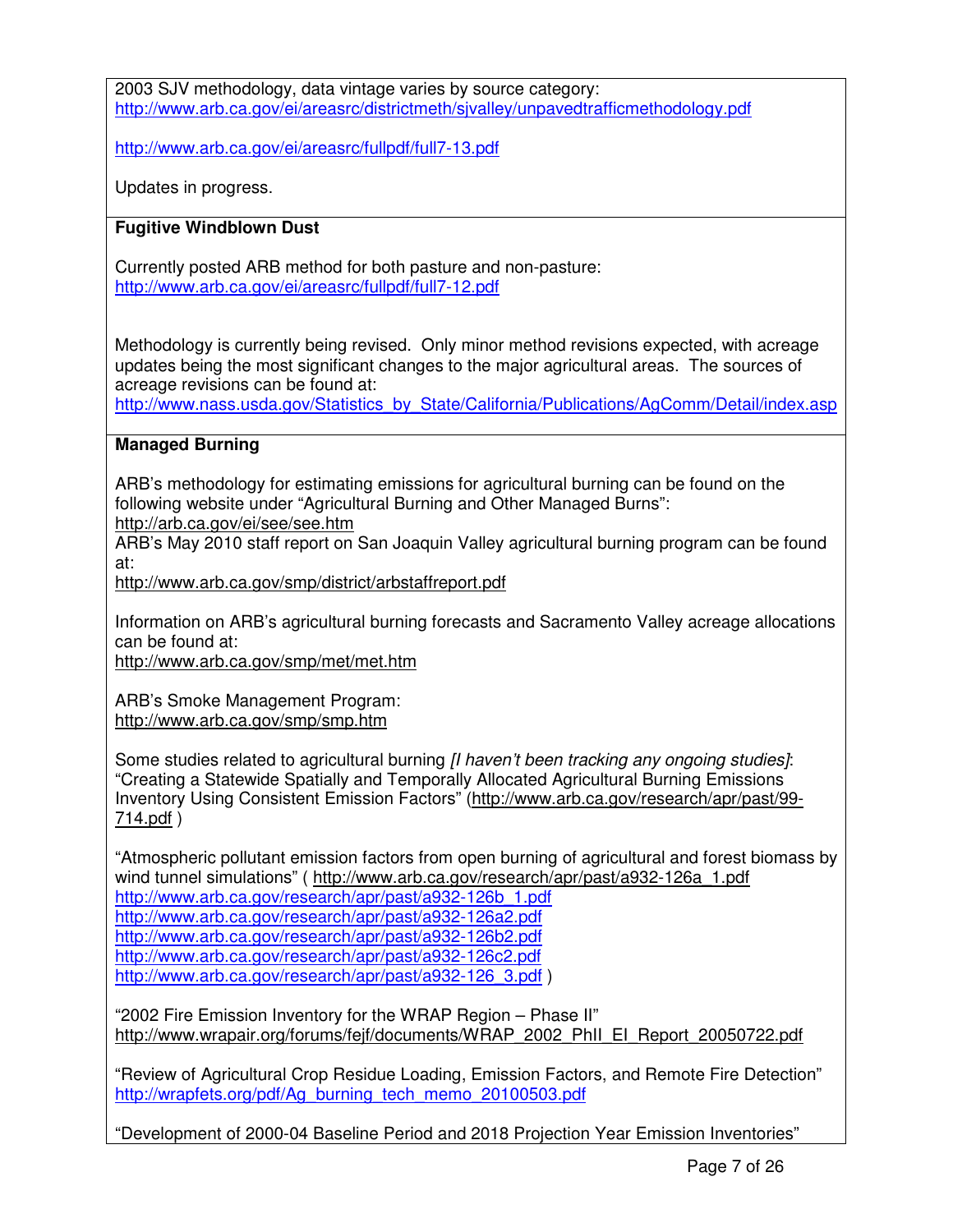2003 SJV methodology, data vintage varies by source category:
http://www.arb.ca.gov/ei/areasrc/districtmeth/sjvalley/unpavedtrafficmethodology.pdf

http://www.arb.ca.gov/ei/areasrc/fullpdf/full7-13.pdf

Updates in progress.

**Fugitive Windblown Dust**

Currently posted ARB method for both pasture and non-pasture:
http://www.arb.ca.gov/ei/areasrc/fullpdf/full7-12.pdf

Methodology is currently being revised. Only minor method revisions expected, with acreage updates being the most significant changes to the major agricultural areas. The sources of acreage revisions can be found at:
http://www.nass.usda.gov/Statistics_by_State/California/Publications/AgComm/Detail/index.asp

**Managed Burning**

ARB's methodology for estimating emissions for agricultural burning can be found on the following website under "Agricultural Burning and Other Managed Burns":
http://arb.ca.gov/ei/see/see.htm
ARB's May 2010 staff report on San Joaquin Valley agricultural burning program can be found at:
http://www.arb.ca.gov/smp/district/arbstaffreport.pdf

Information on ARB's agricultural burning forecasts and Sacramento Valley acreage allocations can be found at:
http://www.arb.ca.gov/smp/met/met.htm

ARB's Smoke Management Program:
http://www.arb.ca.gov/smp/smp.htm

Some studies related to agricultural burning *[I haven't been tracking any ongoing studies]*:
"Creating a Statewide Spatially and Temporally Allocated Agricultural Burning Emissions Inventory Using Consistent Emission Factors" (http://www.arb.ca.gov/research/apr/past/99-714.pdf )

"Atmospheric pollutant emission factors from open burning of agricultural and forest biomass by wind tunnel simulations" ( http://www.arb.ca.gov/research/apr/past/a932-126a_1.pdf
http://www.arb.ca.gov/research/apr/past/a932-126b_1.pdf
http://www.arb.ca.gov/research/apr/past/a932-126a2.pdf
http://www.arb.ca.gov/research/apr/past/a932-126b2.pdf
http://www.arb.ca.gov/research/apr/past/a932-126c2.pdf
http://www.arb.ca.gov/research/apr/past/a932-126_3.pdf )

"2002 Fire Emission Inventory for the WRAP Region – Phase II"
http://www.wrapair.org/forums/fejf/documents/WRAP_2002_PhII_EI_Report_20050722.pdf

"Review of Agricultural Crop Residue Loading, Emission Factors, and Remote Fire Detection"
http://wrapfets.org/pdf/Ag_burning_tech_memo_20100503.pdf

"Development of 2000-04 Baseline Period and 2018 Projection Year Emission Inventories"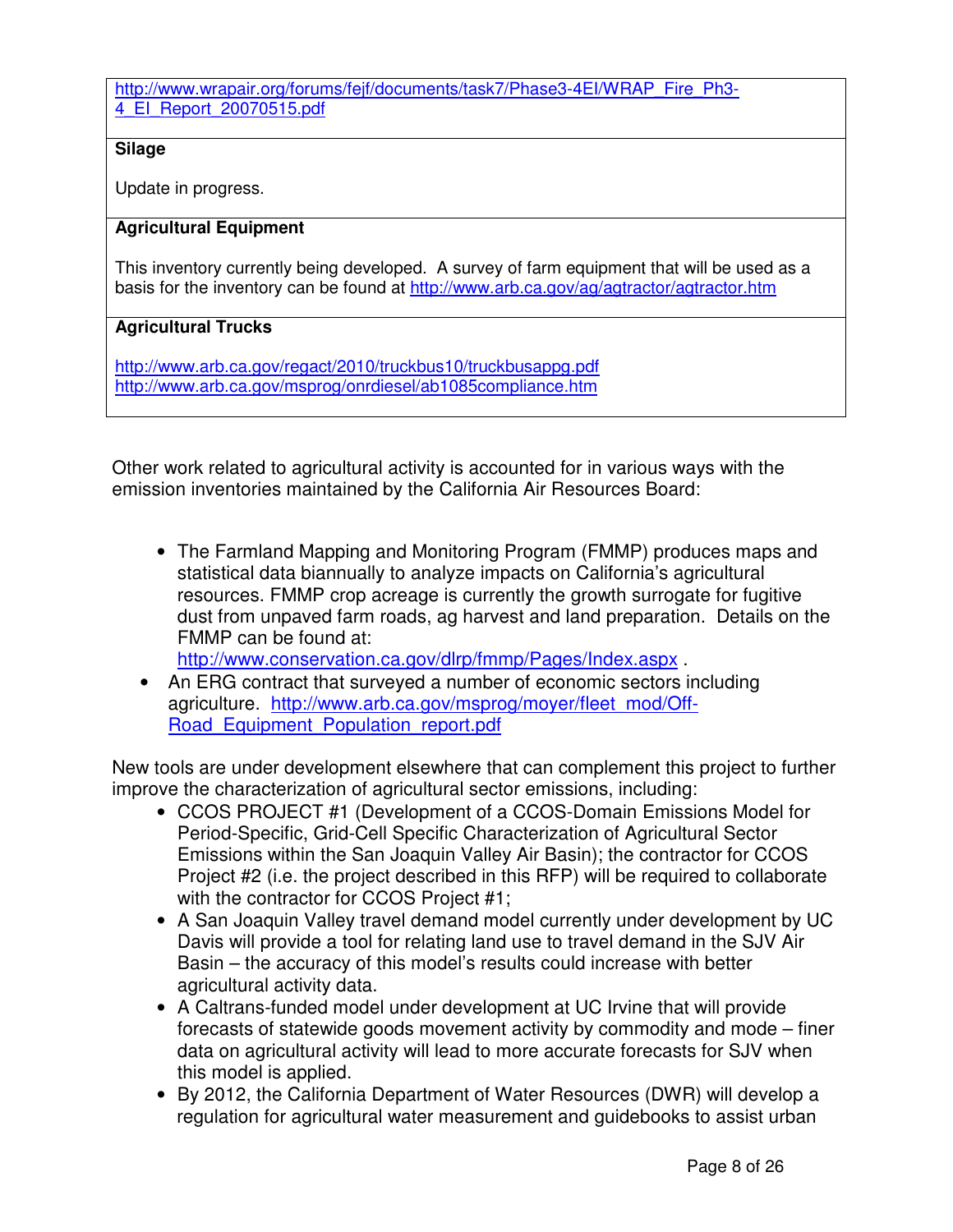| |
|---|
| http://www.wrapair.org/forums/fejf/documents/task7/Phase3-4EI/WRAP_Fire_Ph3-4_EI_Report_20070515.pdf |
| **Silage**<br><br>Update in progress. |
| **Agricultural Equipment**<br><br>This inventory currently being developed. A survey of farm equipment that will be used as a basis for the inventory can be found at http://www.arb.ca.gov/ag/agtractor/agtractor.htm |
| **Agricultural Trucks**<br><br>http://www.arb.ca.gov/regact/2010/truckbus10/truckbusappg.pdf<br>http://www.arb.ca.gov/msprog/onrdiesel/ab1085compliance.htm |

Other work related to agricultural activity is accounted for in various ways with the emission inventories maintained by the California Air Resources Board:

- The Farmland Mapping and Monitoring Program (FMMP) produces maps and statistical data biannually to analyze impacts on California's agricultural resources. FMMP crop acreage is currently the growth surrogate for fugitive dust from unpaved farm roads, ag harvest and land preparation. Details on the FMMP can be found at: http://www.conservation.ca.gov/dlrp/fmmp/Pages/Index.aspx .
- An ERG contract that surveyed a number of economic sectors including agriculture. http://www.arb.ca.gov/msprog/moyer/fleet_mod/Off-Road_Equipment_Population_report.pdf

New tools are under development elsewhere that can complement this project to further improve the characterization of agricultural sector emissions, including:

- CCOS PROJECT #1 (Development of a CCOS-Domain Emissions Model for Period-Specific, Grid-Cell Specific Characterization of Agricultural Sector Emissions within the San Joaquin Valley Air Basin); the contractor for CCOS Project #2 (i.e. the project described in this RFP) will be required to collaborate with the contractor for CCOS Project #1;
- A San Joaquin Valley travel demand model currently under development by UC Davis will provide a tool for relating land use to travel demand in the SJV Air Basin – the accuracy of this model's results could increase with better agricultural activity data.
- A Caltrans-funded model under development at UC Irvine that will provide forecasts of statewide goods movement activity by commodity and mode – finer data on agricultural activity will lead to more accurate forecasts for SJV when this model is applied.
- By 2012, the California Department of Water Resources (DWR) will develop a regulation for agricultural water measurement and guidebooks to assist urban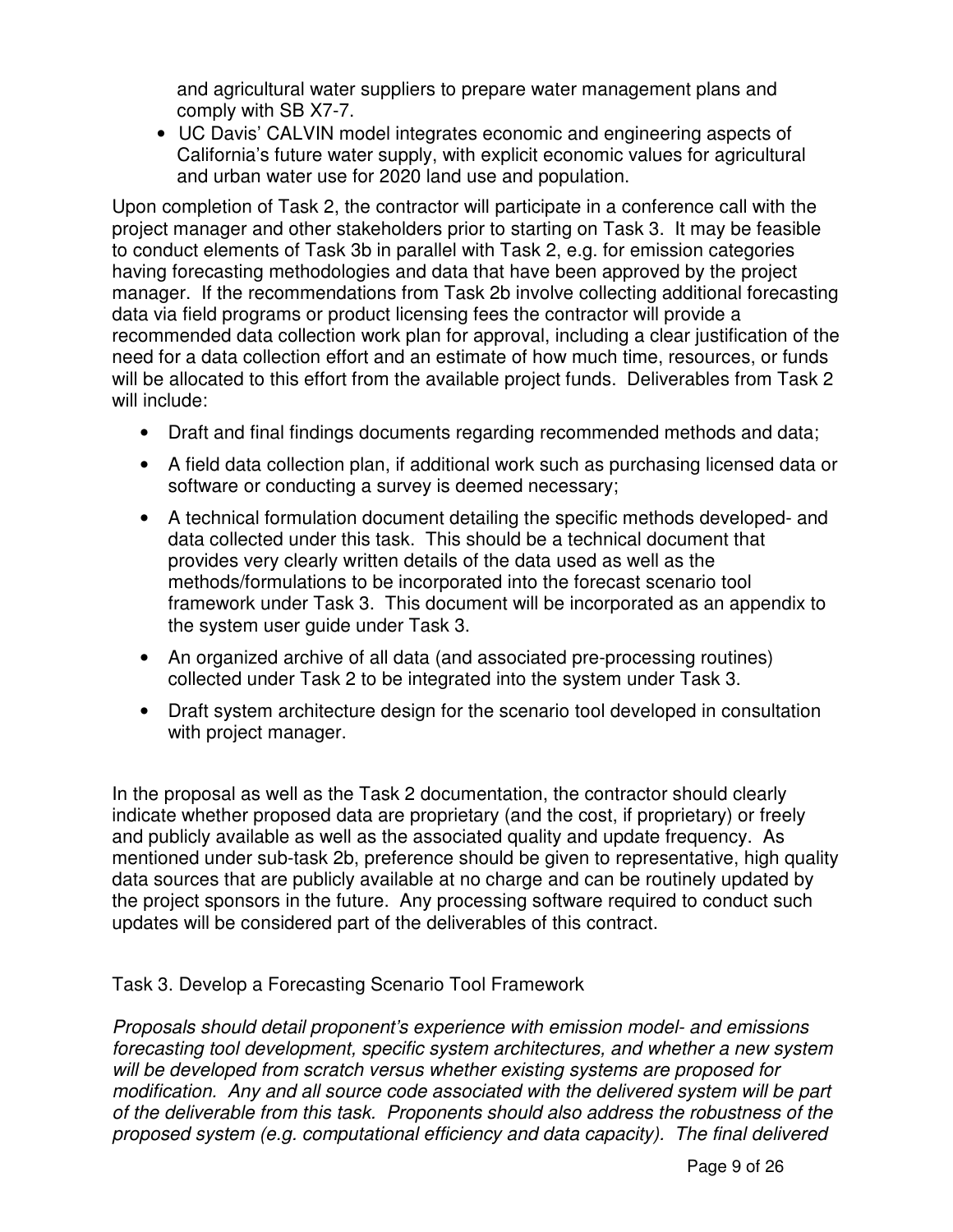and agricultural water suppliers to prepare water management plans and comply with SB X7-7.

- UC Davis' CALVIN model integrates economic and engineering aspects of California's future water supply, with explicit economic values for agricultural and urban water use for 2020 land use and population.

Upon completion of Task 2, the contractor will participate in a conference call with the project manager and other stakeholders prior to starting on Task 3. It may be feasible to conduct elements of Task 3b in parallel with Task 2, e.g. for emission categories having forecasting methodologies and data that have been approved by the project manager. If the recommendations from Task 2b involve collecting additional forecasting data via field programs or product licensing fees the contractor will provide a recommended data collection work plan for approval, including a clear justification of the need for a data collection effort and an estimate of how much time, resources, or funds will be allocated to this effort from the available project funds. Deliverables from Task 2 will include:

- Draft and final findings documents regarding recommended methods and data;
- A field data collection plan, if additional work such as purchasing licensed data or software or conducting a survey is deemed necessary;
- A technical formulation document detailing the specific methods developed- and data collected under this task. This should be a technical document that provides very clearly written details of the data used as well as the methods/formulations to be incorporated into the forecast scenario tool framework under Task 3. This document will be incorporated as an appendix to the system user guide under Task 3.
- An organized archive of all data (and associated pre-processing routines) collected under Task 2 to be integrated into the system under Task 3.
- Draft system architecture design for the scenario tool developed in consultation with project manager.

In the proposal as well as the Task 2 documentation, the contractor should clearly indicate whether proposed data are proprietary (and the cost, if proprietary) or freely and publicly available as well as the associated quality and update frequency. As mentioned under sub-task 2b, preference should be given to representative, high quality data sources that are publicly available at no charge and can be routinely updated by the project sponsors in the future. Any processing software required to conduct such updates will be considered part of the deliverables of this contract.

## Task 3. Develop a Forecasting Scenario Tool Framework

*Proposals should detail proponent's experience with emission model- and emissions forecasting tool development, specific system architectures, and whether a new system will be developed from scratch versus whether existing systems are proposed for modification. Any and all source code associated with the delivered system will be part of the deliverable from this task. Proponents should also address the robustness of the proposed system (e.g. computational efficiency and data capacity). The final delivered*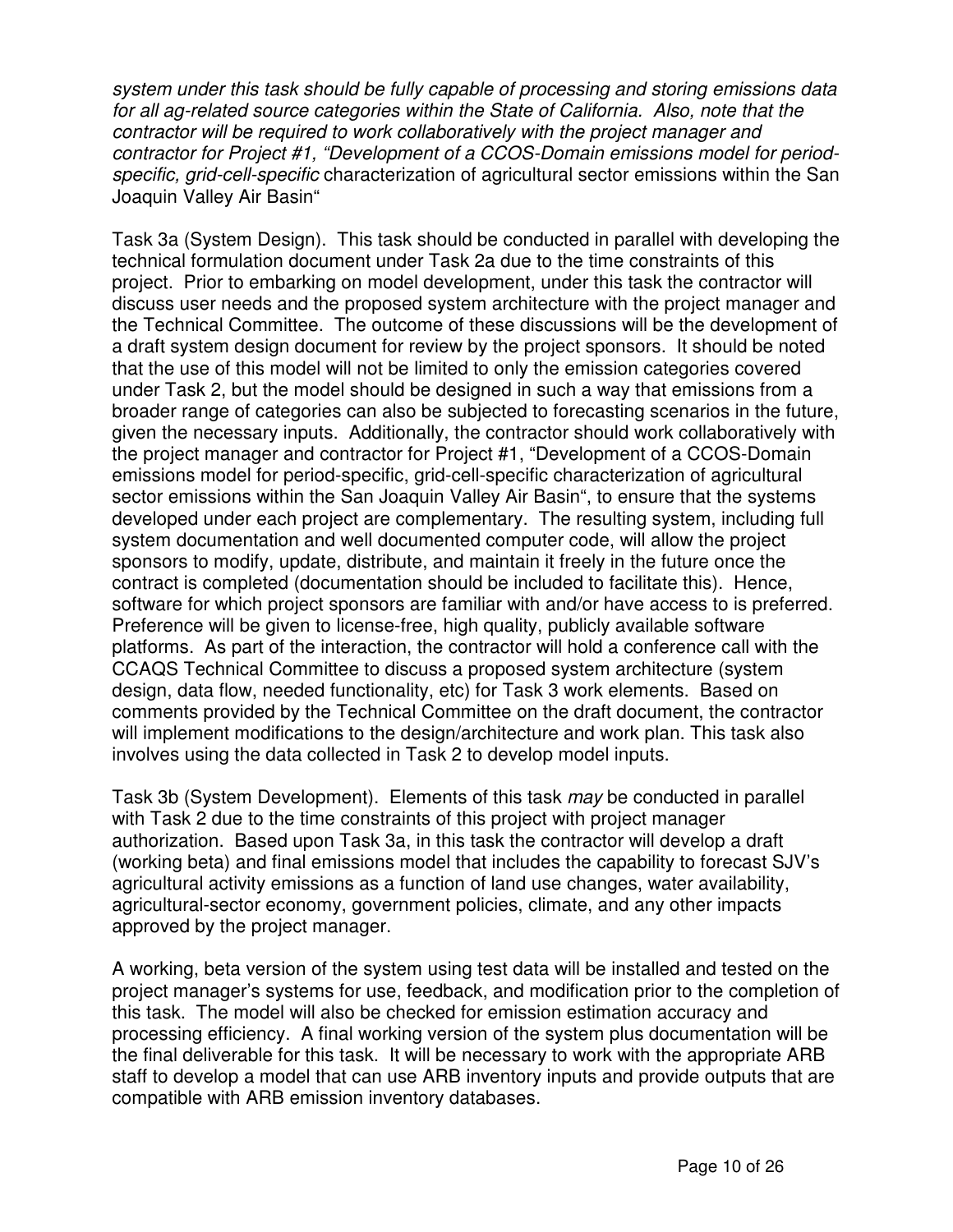*system under this task should be fully capable of processing and storing emissions data for all ag-related source categories within the State of California. Also, note that the contractor will be required to work collaboratively with the project manager and contractor for Project #1, "Development of a CCOS-Domain emissions model for period-specific, grid-cell-specific* characterization of agricultural sector emissions within the San Joaquin Valley Air Basin"

Task 3a (System Design). This task should be conducted in parallel with developing the technical formulation document under Task 2a due to the time constraints of this project. Prior to embarking on model development, under this task the contractor will discuss user needs and the proposed system architecture with the project manager and the Technical Committee. The outcome of these discussions will be the development of a draft system design document for review by the project sponsors. It should be noted that the use of this model will not be limited to only the emission categories covered under Task 2, but the model should be designed in such a way that emissions from a broader range of categories can also be subjected to forecasting scenarios in the future, given the necessary inputs. Additionally, the contractor should work collaboratively with the project manager and contractor for Project #1, "Development of a CCOS-Domain emissions model for period-specific, grid-cell-specific characterization of agricultural sector emissions within the San Joaquin Valley Air Basin", to ensure that the systems developed under each project are complementary. The resulting system, including full system documentation and well documented computer code, will allow the project sponsors to modify, update, distribute, and maintain it freely in the future once the contract is completed (documentation should be included to facilitate this). Hence, software for which project sponsors are familiar with and/or have access to is preferred. Preference will be given to license-free, high quality, publicly available software platforms. As part of the interaction, the contractor will hold a conference call with the CCAQS Technical Committee to discuss a proposed system architecture (system design, data flow, needed functionality, etc) for Task 3 work elements. Based on comments provided by the Technical Committee on the draft document, the contractor will implement modifications to the design/architecture and work plan. This task also involves using the data collected in Task 2 to develop model inputs.

Task 3b (System Development). Elements of this task *may* be conducted in parallel with Task 2 due to the time constraints of this project with project manager authorization. Based upon Task 3a, in this task the contractor will develop a draft (working beta) and final emissions model that includes the capability to forecast SJV's agricultural activity emissions as a function of land use changes, water availability, agricultural-sector economy, government policies, climate, and any other impacts approved by the project manager.

A working, beta version of the system using test data will be installed and tested on the project manager's systems for use, feedback, and modification prior to the completion of this task. The model will also be checked for emission estimation accuracy and processing efficiency. A final working version of the system plus documentation will be the final deliverable for this task. It will be necessary to work with the appropriate ARB staff to develop a model that can use ARB inventory inputs and provide outputs that are compatible with ARB emission inventory databases.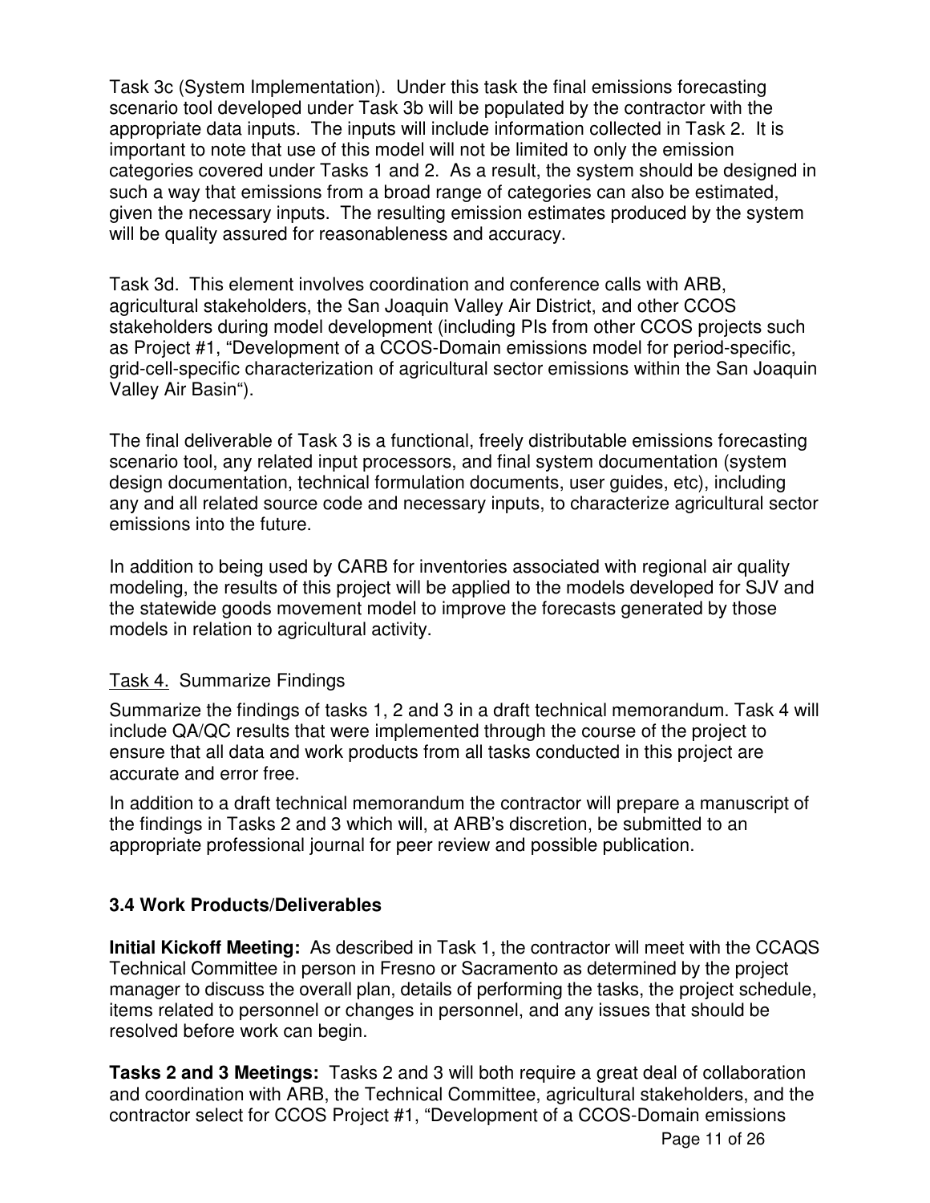Task 3c (System Implementation). Under this task the final emissions forecasting scenario tool developed under Task 3b will be populated by the contractor with the appropriate data inputs. The inputs will include information collected in Task 2. It is important to note that use of this model will not be limited to only the emission categories covered under Tasks 1 and 2. As a result, the system should be designed in such a way that emissions from a broad range of categories can also be estimated, given the necessary inputs. The resulting emission estimates produced by the system will be quality assured for reasonableness and accuracy.

Task 3d. This element involves coordination and conference calls with ARB, agricultural stakeholders, the San Joaquin Valley Air District, and other CCOS stakeholders during model development (including PIs from other CCOS projects such as Project #1, "Development of a CCOS-Domain emissions model for period-specific, grid-cell-specific characterization of agricultural sector emissions within the San Joaquin Valley Air Basin").

The final deliverable of Task 3 is a functional, freely distributable emissions forecasting scenario tool, any related input processors, and final system documentation (system design documentation, technical formulation documents, user guides, etc), including any and all related source code and necessary inputs, to characterize agricultural sector emissions into the future.

In addition to being used by CARB for inventories associated with regional air quality modeling, the results of this project will be applied to the models developed for SJV and the statewide goods movement model to improve the forecasts generated by those models in relation to agricultural activity.

Task 4. Summarize Findings

Summarize the findings of tasks 1, 2 and 3 in a draft technical memorandum. Task 4 will include QA/QC results that were implemented through the course of the project to ensure that all data and work products from all tasks conducted in this project are accurate and error free.

In addition to a draft technical memorandum the contractor will prepare a manuscript of the findings in Tasks 2 and 3 which will, at ARB's discretion, be submitted to an appropriate professional journal for peer review and possible publication.

### 3.4 Work Products/Deliverables

**Initial Kickoff Meeting:** As described in Task 1, the contractor will meet with the CCAQS Technical Committee in person in Fresno or Sacramento as determined by the project manager to discuss the overall plan, details of performing the tasks, the project schedule, items related to personnel or changes in personnel, and any issues that should be resolved before work can begin.

**Tasks 2 and 3 Meetings:** Tasks 2 and 3 will both require a great deal of collaboration and coordination with ARB, the Technical Committee, agricultural stakeholders, and the contractor select for CCOS Project #1, "Development of a CCOS-Domain emissions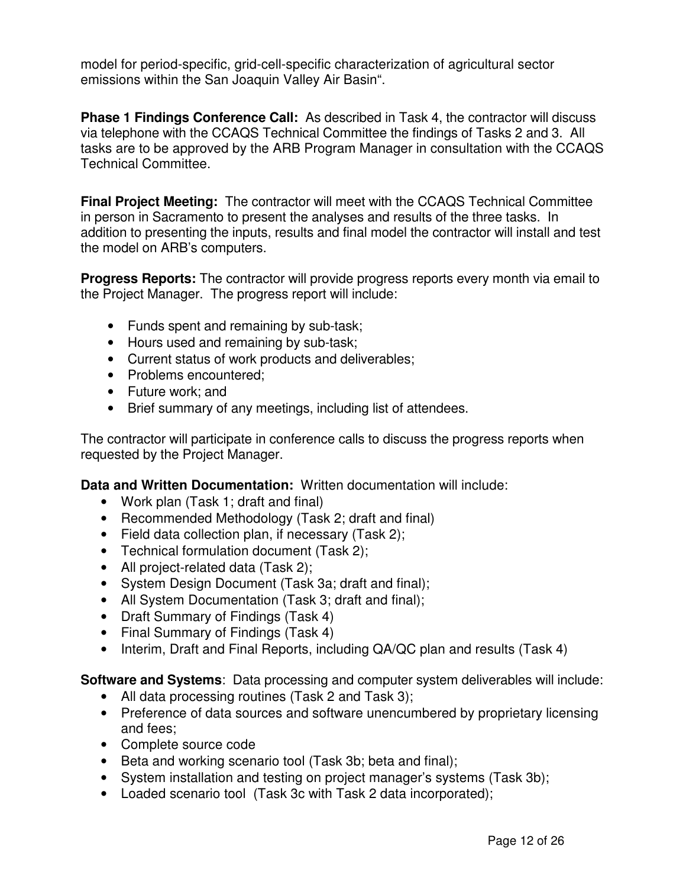model for period-specific, grid-cell-specific characterization of agricultural sector emissions within the San Joaquin Valley Air Basin".

**Phase 1 Findings Conference Call:** As described in Task 4, the contractor will discuss via telephone with the CCAQS Technical Committee the findings of Tasks 2 and 3. All tasks are to be approved by the ARB Program Manager in consultation with the CCAQS Technical Committee.

**Final Project Meeting:** The contractor will meet with the CCAQS Technical Committee in person in Sacramento to present the analyses and results of the three tasks. In addition to presenting the inputs, results and final model the contractor will install and test the model on ARB's computers.

**Progress Reports:** The contractor will provide progress reports every month via email to the Project Manager. The progress report will include:

- Funds spent and remaining by sub-task;
- Hours used and remaining by sub-task;
- Current status of work products and deliverables;
- Problems encountered;
- Future work; and
- Brief summary of any meetings, including list of attendees.

The contractor will participate in conference calls to discuss the progress reports when requested by the Project Manager.

**Data and Written Documentation:** Written documentation will include:

- Work plan (Task 1; draft and final)
- Recommended Methodology (Task 2; draft and final)
- Field data collection plan, if necessary (Task 2);
- Technical formulation document (Task 2);
- All project-related data (Task 2);
- System Design Document (Task 3a; draft and final);
- All System Documentation (Task 3; draft and final);
- Draft Summary of Findings (Task 4)
- Final Summary of Findings (Task 4)
- Interim, Draft and Final Reports, including QA/QC plan and results (Task 4)

**Software and Systems**: Data processing and computer system deliverables will include:

- All data processing routines (Task 2 and Task 3);
- Preference of data sources and software unencumbered by proprietary licensing and fees;
- Complete source code
- Beta and working scenario tool (Task 3b; beta and final);
- System installation and testing on project manager's systems (Task 3b);
- Loaded scenario tool (Task 3c with Task 2 data incorporated);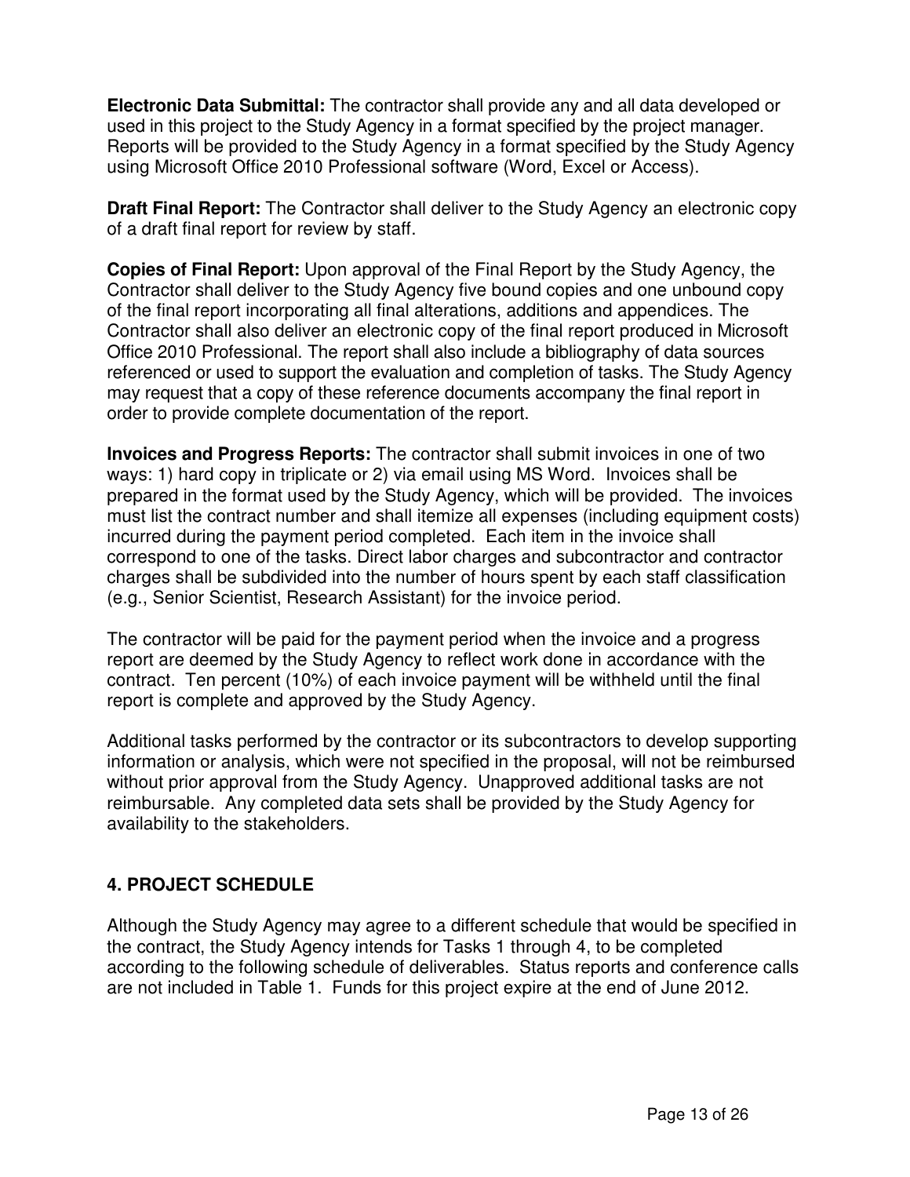**Electronic Data Submittal:** The contractor shall provide any and all data developed or used in this project to the Study Agency in a format specified by the project manager. Reports will be provided to the Study Agency in a format specified by the Study Agency using Microsoft Office 2010 Professional software (Word, Excel or Access).

**Draft Final Report:** The Contractor shall deliver to the Study Agency an electronic copy of a draft final report for review by staff.

**Copies of Final Report:** Upon approval of the Final Report by the Study Agency, the Contractor shall deliver to the Study Agency five bound copies and one unbound copy of the final report incorporating all final alterations, additions and appendices. The Contractor shall also deliver an electronic copy of the final report produced in Microsoft Office 2010 Professional. The report shall also include a bibliography of data sources referenced or used to support the evaluation and completion of tasks. The Study Agency may request that a copy of these reference documents accompany the final report in order to provide complete documentation of the report.

**Invoices and Progress Reports:** The contractor shall submit invoices in one of two ways: 1) hard copy in triplicate or 2) via email using MS Word. Invoices shall be prepared in the format used by the Study Agency, which will be provided. The invoices must list the contract number and shall itemize all expenses (including equipment costs) incurred during the payment period completed. Each item in the invoice shall correspond to one of the tasks. Direct labor charges and subcontractor and contractor charges shall be subdivided into the number of hours spent by each staff classification (e.g., Senior Scientist, Research Assistant) for the invoice period.

The contractor will be paid for the payment period when the invoice and a progress report are deemed by the Study Agency to reflect work done in accordance with the contract. Ten percent (10%) of each invoice payment will be withheld until the final report is complete and approved by the Study Agency.

Additional tasks performed by the contractor or its subcontractors to develop supporting information or analysis, which were not specified in the proposal, will not be reimbursed without prior approval from the Study Agency. Unapproved additional tasks are not reimbursable. Any completed data sets shall be provided by the Study Agency for availability to the stakeholders.

## 4. PROJECT SCHEDULE

Although the Study Agency may agree to a different schedule that would be specified in the contract, the Study Agency intends for Tasks 1 through 4, to be completed according to the following schedule of deliverables. Status reports and conference calls are not included in Table 1. Funds for this project expire at the end of June 2012.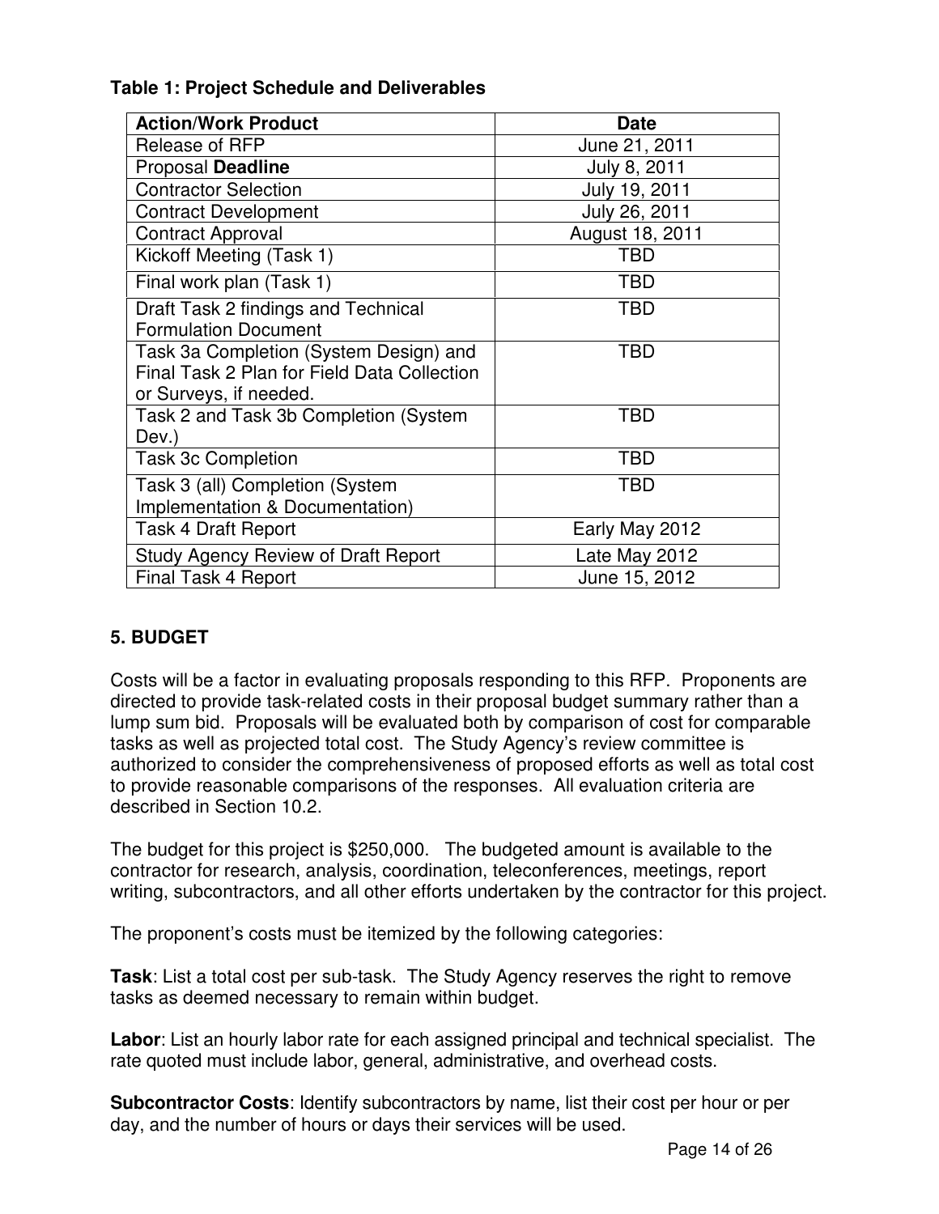**Table 1: Project Schedule and Deliverables**

| Action/Work Product | Date |
|---|---|
| Release of RFP | June 21, 2011 |
| Proposal **Deadline** | July 8, 2011 |
| Contractor Selection | July 19, 2011 |
| Contract Development | July 26, 2011 |
| Contract Approval | August 18, 2011 |
| Kickoff Meeting (Task 1) | TBD |
| Final work plan (Task 1) | TBD |
| Draft Task 2 findings and Technical Formulation Document | TBD |
| Task 3a Completion (System Design) and Final Task 2 Plan for Field Data Collection or Surveys, if needed. | TBD |
| Task 2 and Task 3b Completion (System Dev.) | TBD |
| Task 3c Completion | TBD |
| Task 3 (all) Completion (System Implementation & Documentation) | TBD |
| Task 4 Draft Report | Early May 2012 |
| Study Agency Review of Draft Report | Late May 2012 |
| Final Task 4 Report | June 15, 2012 |

## 5. BUDGET

Costs will be a factor in evaluating proposals responding to this RFP. Proponents are directed to provide task-related costs in their proposal budget summary rather than a lump sum bid. Proposals will be evaluated both by comparison of cost for comparable tasks as well as projected total cost. The Study Agency's review committee is authorized to consider the comprehensiveness of proposed efforts as well as total cost to provide reasonable comparisons of the responses. All evaluation criteria are described in Section 10.2.

The budget for this project is $250,000. The budgeted amount is available to the contractor for research, analysis, coordination, teleconferences, meetings, report writing, subcontractors, and all other efforts undertaken by the contractor for this project.

The proponent's costs must be itemized by the following categories:

**Task**: List a total cost per sub-task. The Study Agency reserves the right to remove tasks as deemed necessary to remain within budget.

**Labor**: List an hourly labor rate for each assigned principal and technical specialist. The rate quoted must include labor, general, administrative, and overhead costs.

**Subcontractor Costs**: Identify subcontractors by name, list their cost per hour or per day, and the number of hours or days their services will be used.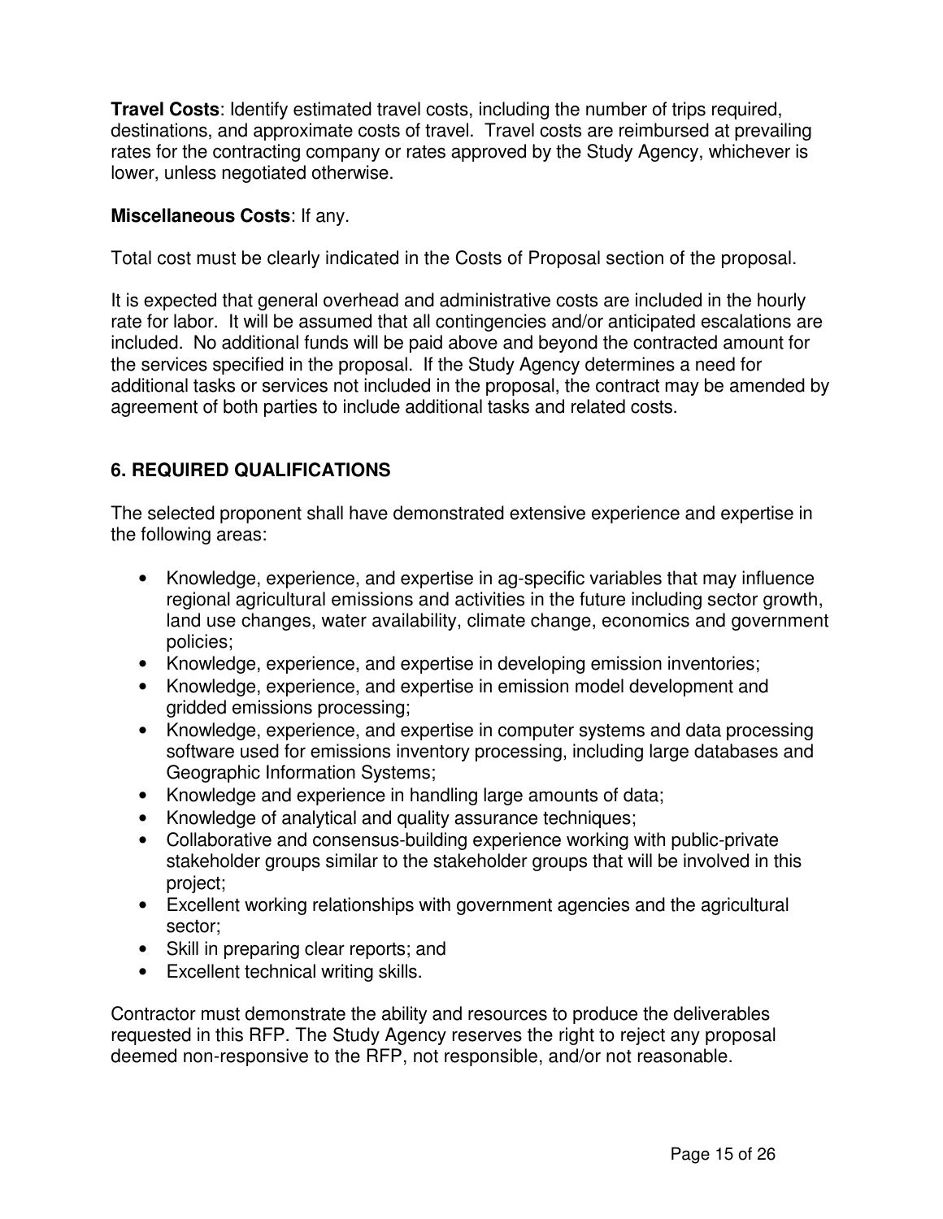**Travel Costs**: Identify estimated travel costs, including the number of trips required, destinations, and approximate costs of travel. Travel costs are reimbursed at prevailing rates for the contracting company or rates approved by the Study Agency, whichever is lower, unless negotiated otherwise.

**Miscellaneous Costs**: If any.

Total cost must be clearly indicated in the Costs of Proposal section of the proposal.

It is expected that general overhead and administrative costs are included in the hourly rate for labor. It will be assumed that all contingencies and/or anticipated escalations are included. No additional funds will be paid above and beyond the contracted amount for the services specified in the proposal. If the Study Agency determines a need for additional tasks or services not included in the proposal, the contract may be amended by agreement of both parties to include additional tasks and related costs.

## 6. REQUIRED QUALIFICATIONS

The selected proponent shall have demonstrated extensive experience and expertise in the following areas:

- Knowledge, experience, and expertise in ag-specific variables that may influence regional agricultural emissions and activities in the future including sector growth, land use changes, water availability, climate change, economics and government policies;
- Knowledge, experience, and expertise in developing emission inventories;
- Knowledge, experience, and expertise in emission model development and gridded emissions processing;
- Knowledge, experience, and expertise in computer systems and data processing software used for emissions inventory processing, including large databases and Geographic Information Systems;
- Knowledge and experience in handling large amounts of data;
- Knowledge of analytical and quality assurance techniques;
- Collaborative and consensus-building experience working with public-private stakeholder groups similar to the stakeholder groups that will be involved in this project;
- Excellent working relationships with government agencies and the agricultural sector;
- Skill in preparing clear reports; and
- Excellent technical writing skills.

Contractor must demonstrate the ability and resources to produce the deliverables requested in this RFP. The Study Agency reserves the right to reject any proposal deemed non-responsive to the RFP, not responsible, and/or not reasonable.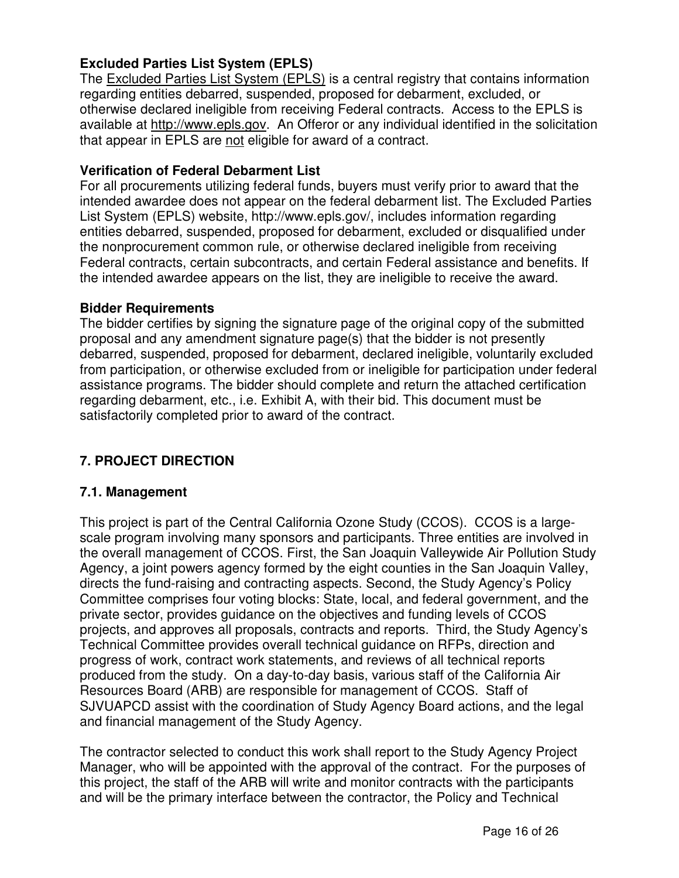**Excluded Parties List System (EPLS)**

The Excluded Parties List System (EPLS) is a central registry that contains information regarding entities debarred, suspended, proposed for debarment, excluded, or otherwise declared ineligible from receiving Federal contracts. Access to the EPLS is available at http://www.epls.gov. An Offeror or any individual identified in the solicitation that appear in EPLS are not eligible for award of a contract.

**Verification of Federal Debarment List**

For all procurements utilizing federal funds, buyers must verify prior to award that the intended awardee does not appear on the federal debarment list. The Excluded Parties List System (EPLS) website, http://www.epls.gov/, includes information regarding entities debarred, suspended, proposed for debarment, excluded or disqualified under the nonprocurement common rule, or otherwise declared ineligible from receiving Federal contracts, certain subcontracts, and certain Federal assistance and benefits. If the intended awardee appears on the list, they are ineligible to receive the award.

**Bidder Requirements**

The bidder certifies by signing the signature page of the original copy of the submitted proposal and any amendment signature page(s) that the bidder is not presently debarred, suspended, proposed for debarment, declared ineligible, voluntarily excluded from participation, or otherwise excluded from or ineligible for participation under federal assistance programs. The bidder should complete and return the attached certification regarding debarment, etc., i.e. Exhibit A, with their bid. This document must be satisfactorily completed prior to award of the contract.

## 7. PROJECT DIRECTION

### 7.1. Management

This project is part of the Central California Ozone Study (CCOS). CCOS is a large-scale program involving many sponsors and participants. Three entities are involved in the overall management of CCOS. First, the San Joaquin Valleywide Air Pollution Study Agency, a joint powers agency formed by the eight counties in the San Joaquin Valley, directs the fund-raising and contracting aspects. Second, the Study Agency's Policy Committee comprises four voting blocks: State, local, and federal government, and the private sector, provides guidance on the objectives and funding levels of CCOS projects, and approves all proposals, contracts and reports. Third, the Study Agency's Technical Committee provides overall technical guidance on RFPs, direction and progress of work, contract work statements, and reviews of all technical reports produced from the study. On a day-to-day basis, various staff of the California Air Resources Board (ARB) are responsible for management of CCOS. Staff of SJVUAPCD assist with the coordination of Study Agency Board actions, and the legal and financial management of the Study Agency.

The contractor selected to conduct this work shall report to the Study Agency Project Manager, who will be appointed with the approval of the contract. For the purposes of this project, the staff of the ARB will write and monitor contracts with the participants and will be the primary interface between the contractor, the Policy and Technical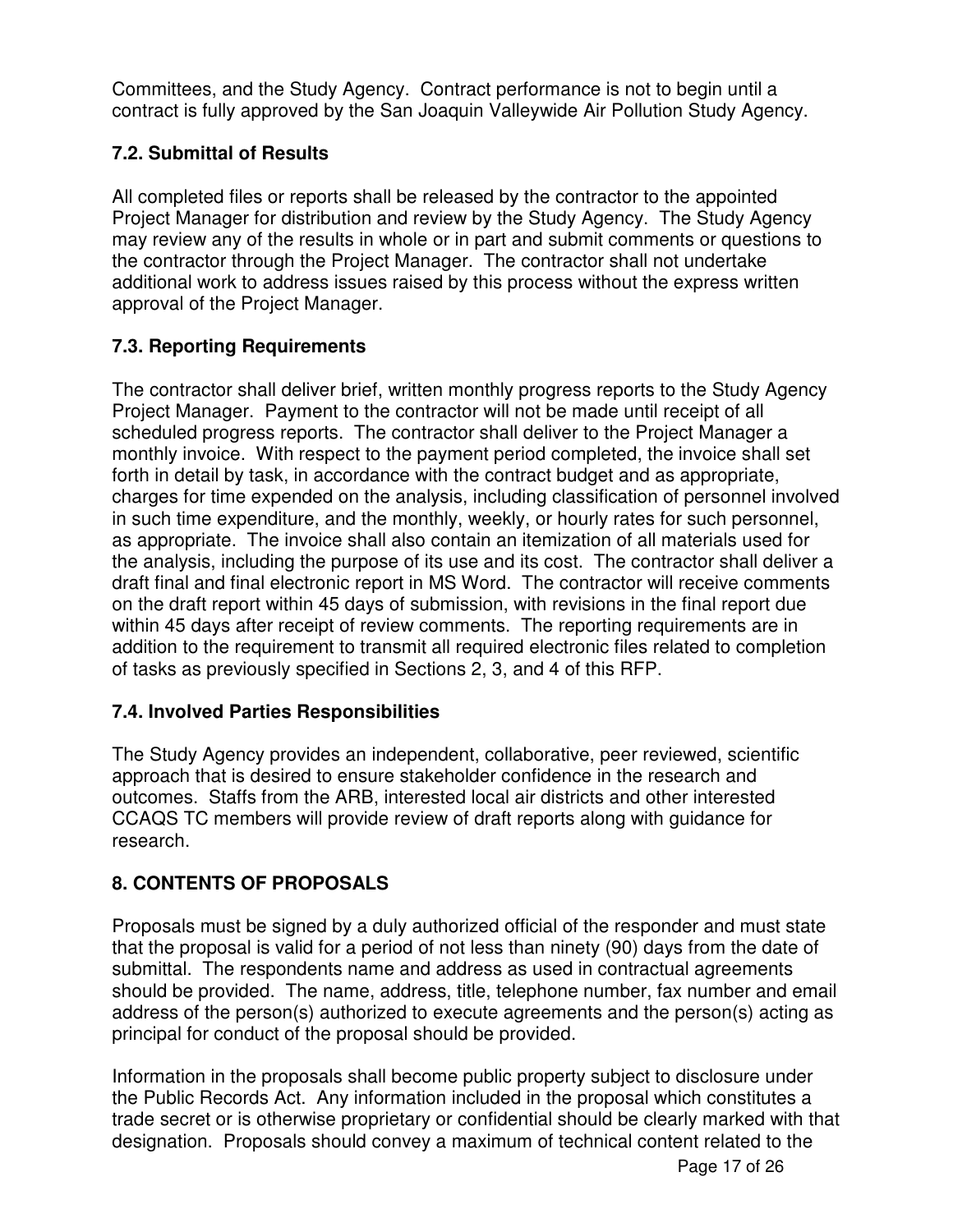Committees, and the Study Agency. Contract performance is not to begin until a contract is fully approved by the San Joaquin Valleywide Air Pollution Study Agency.

### 7.2. Submittal of Results

All completed files or reports shall be released by the contractor to the appointed Project Manager for distribution and review by the Study Agency. The Study Agency may review any of the results in whole or in part and submit comments or questions to the contractor through the Project Manager. The contractor shall not undertake additional work to address issues raised by this process without the express written approval of the Project Manager.

### 7.3. Reporting Requirements

The contractor shall deliver brief, written monthly progress reports to the Study Agency Project Manager. Payment to the contractor will not be made until receipt of all scheduled progress reports. The contractor shall deliver to the Project Manager a monthly invoice. With respect to the payment period completed, the invoice shall set forth in detail by task, in accordance with the contract budget and as appropriate, charges for time expended on the analysis, including classification of personnel involved in such time expenditure, and the monthly, weekly, or hourly rates for such personnel, as appropriate. The invoice shall also contain an itemization of all materials used for the analysis, including the purpose of its use and its cost. The contractor shall deliver a draft final and final electronic report in MS Word. The contractor will receive comments on the draft report within 45 days of submission, with revisions in the final report due within 45 days after receipt of review comments. The reporting requirements are in addition to the requirement to transmit all required electronic files related to completion of tasks as previously specified in Sections 2, 3, and 4 of this RFP.

### 7.4. Involved Parties Responsibilities

The Study Agency provides an independent, collaborative, peer reviewed, scientific approach that is desired to ensure stakeholder confidence in the research and outcomes. Staffs from the ARB, interested local air districts and other interested CCAQS TC members will provide review of draft reports along with guidance for research.

## 8. CONTENTS OF PROPOSALS

Proposals must be signed by a duly authorized official of the responder and must state that the proposal is valid for a period of not less than ninety (90) days from the date of submittal. The respondents name and address as used in contractual agreements should be provided. The name, address, title, telephone number, fax number and email address of the person(s) authorized to execute agreements and the person(s) acting as principal for conduct of the proposal should be provided.

Information in the proposals shall become public property subject to disclosure under the Public Records Act. Any information included in the proposal which constitutes a trade secret or is otherwise proprietary or confidential should be clearly marked with that designation. Proposals should convey a maximum of technical content related to the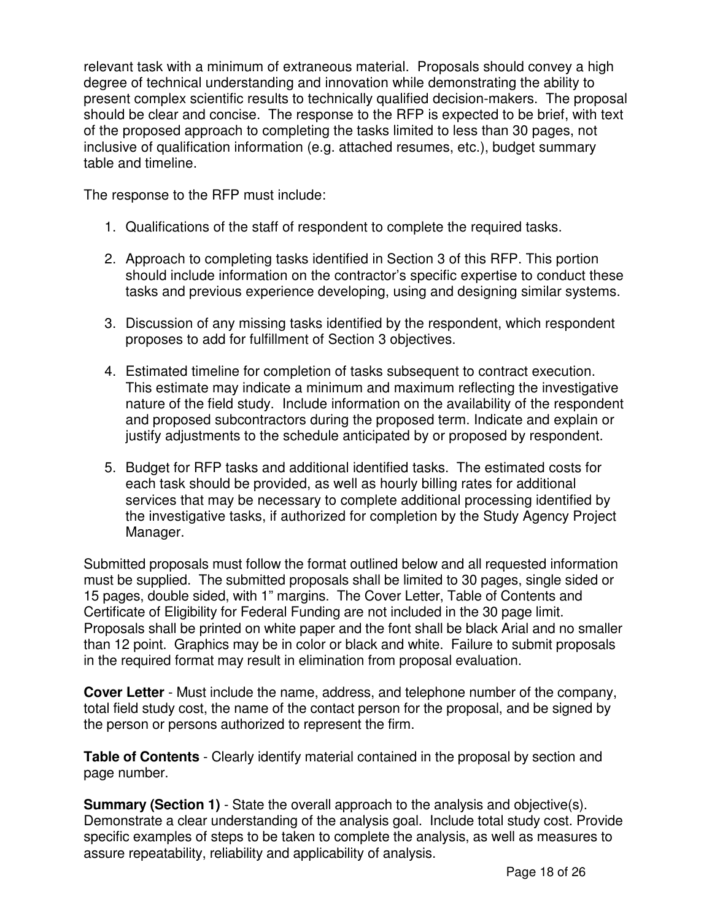relevant task with a minimum of extraneous material. Proposals should convey a high degree of technical understanding and innovation while demonstrating the ability to present complex scientific results to technically qualified decision-makers. The proposal should be clear and concise. The response to the RFP is expected to be brief, with text of the proposed approach to completing the tasks limited to less than 30 pages, not inclusive of qualification information (e.g. attached resumes, etc.), budget summary table and timeline.

The response to the RFP must include:

1. Qualifications of the staff of respondent to complete the required tasks.

2. Approach to completing tasks identified in Section 3 of this RFP. This portion should include information on the contractor's specific expertise to conduct these tasks and previous experience developing, using and designing similar systems.

3. Discussion of any missing tasks identified by the respondent, which respondent proposes to add for fulfillment of Section 3 objectives.

4. Estimated timeline for completion of tasks subsequent to contract execution. This estimate may indicate a minimum and maximum reflecting the investigative nature of the field study. Include information on the availability of the respondent and proposed subcontractors during the proposed term. Indicate and explain or justify adjustments to the schedule anticipated by or proposed by respondent.

5. Budget for RFP tasks and additional identified tasks. The estimated costs for each task should be provided, as well as hourly billing rates for additional services that may be necessary to complete additional processing identified by the investigative tasks, if authorized for completion by the Study Agency Project Manager.

Submitted proposals must follow the format outlined below and all requested information must be supplied. The submitted proposals shall be limited to 30 pages, single sided or 15 pages, double sided, with 1" margins. The Cover Letter, Table of Contents and Certificate of Eligibility for Federal Funding are not included in the 30 page limit. Proposals shall be printed on white paper and the font shall be black Arial and no smaller than 12 point. Graphics may be in color or black and white. Failure to submit proposals in the required format may result in elimination from proposal evaluation.

**Cover Letter** - Must include the name, address, and telephone number of the company, total field study cost, the name of the contact person for the proposal, and be signed by the person or persons authorized to represent the firm.

**Table of Contents** - Clearly identify material contained in the proposal by section and page number.

**Summary (Section 1)** - State the overall approach to the analysis and objective(s). Demonstrate a clear understanding of the analysis goal. Include total study cost. Provide specific examples of steps to be taken to complete the analysis, as well as measures to assure repeatability, reliability and applicability of analysis.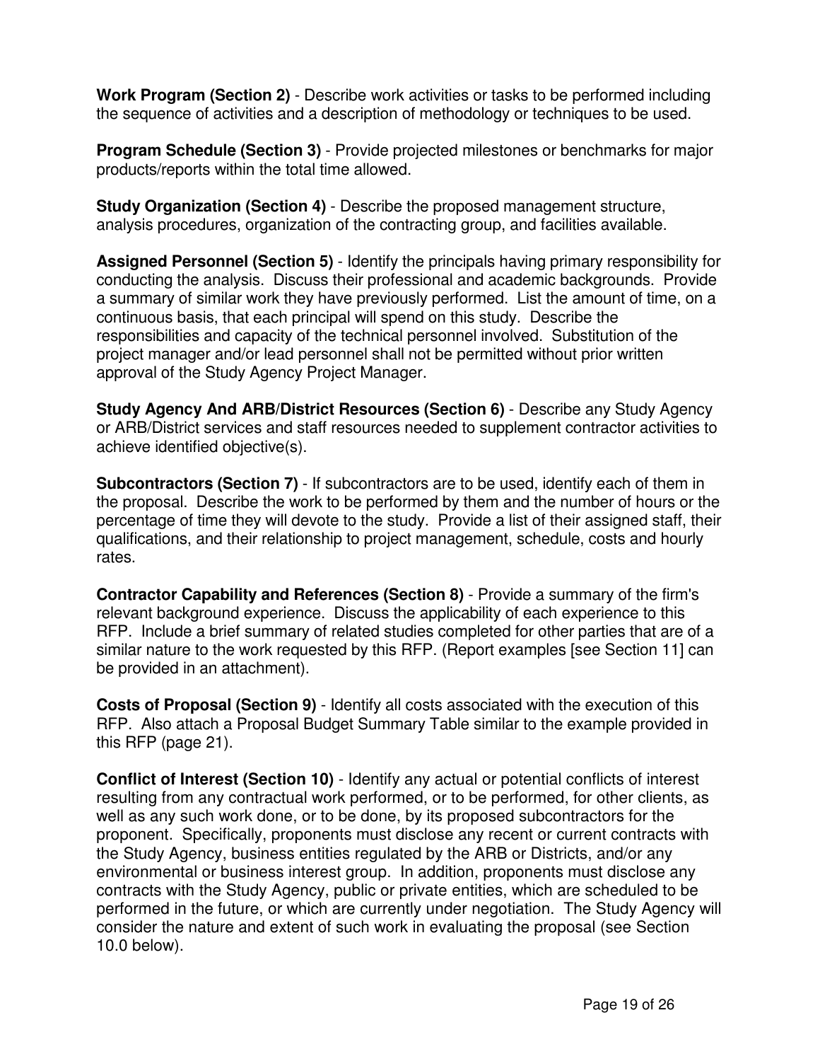**Work Program (Section 2)** - Describe work activities or tasks to be performed including the sequence of activities and a description of methodology or techniques to be used.

**Program Schedule (Section 3)** - Provide projected milestones or benchmarks for major products/reports within the total time allowed.

**Study Organization (Section 4)** - Describe the proposed management structure, analysis procedures, organization of the contracting group, and facilities available.

**Assigned Personnel (Section 5)** - Identify the principals having primary responsibility for conducting the analysis. Discuss their professional and academic backgrounds. Provide a summary of similar work they have previously performed. List the amount of time, on a continuous basis, that each principal will spend on this study. Describe the responsibilities and capacity of the technical personnel involved. Substitution of the project manager and/or lead personnel shall not be permitted without prior written approval of the Study Agency Project Manager.

**Study Agency And ARB/District Resources (Section 6)** - Describe any Study Agency or ARB/District services and staff resources needed to supplement contractor activities to achieve identified objective(s).

**Subcontractors (Section 7)** - If subcontractors are to be used, identify each of them in the proposal. Describe the work to be performed by them and the number of hours or the percentage of time they will devote to the study. Provide a list of their assigned staff, their qualifications, and their relationship to project management, schedule, costs and hourly rates.

**Contractor Capability and References (Section 8)** - Provide a summary of the firm's relevant background experience. Discuss the applicability of each experience to this RFP. Include a brief summary of related studies completed for other parties that are of a similar nature to the work requested by this RFP. (Report examples [see Section 11] can be provided in an attachment).

**Costs of Proposal (Section 9)** - Identify all costs associated with the execution of this RFP. Also attach a Proposal Budget Summary Table similar to the example provided in this RFP (page 21).

**Conflict of Interest (Section 10)** - Identify any actual or potential conflicts of interest resulting from any contractual work performed, or to be performed, for other clients, as well as any such work done, or to be done, by its proposed subcontractors for the proponent. Specifically, proponents must disclose any recent or current contracts with the Study Agency, business entities regulated by the ARB or Districts, and/or any environmental or business interest group. In addition, proponents must disclose any contracts with the Study Agency, public or private entities, which are scheduled to be performed in the future, or which are currently under negotiation. The Study Agency will consider the nature and extent of such work in evaluating the proposal (see Section 10.0 below).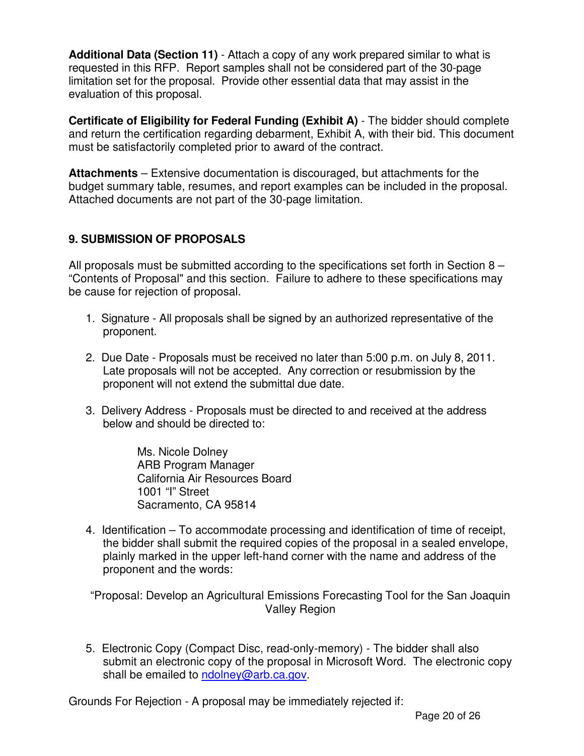**Additional Data (Section 11)** - Attach a copy of any work prepared similar to what is requested in this RFP. Report samples shall not be considered part of the 30-page limitation set for the proposal. Provide other essential data that may assist in the evaluation of this proposal.

**Certificate of Eligibility for Federal Funding (Exhibit A)** - The bidder should complete and return the certification regarding debarment, Exhibit A, with their bid. This document must be satisfactorily completed prior to award of the contract.

**Attachments** – Extensive documentation is discouraged, but attachments for the budget summary table, resumes, and report examples can be included in the proposal. Attached documents are not part of the 30-page limitation.

## 9. SUBMISSION OF PROPOSALS

All proposals must be submitted according to the specifications set forth in Section 8 – "Contents of Proposal" and this section. Failure to adhere to these specifications may be cause for rejection of proposal.

1. Signature - All proposals shall be signed by an authorized representative of the proponent.

2. Due Date - Proposals must be received no later than 5:00 p.m. on July 8, 2011. Late proposals will not be accepted. Any correction or resubmission by the proponent will not extend the submittal due date.

3. Delivery Address - Proposals must be directed to and received at the address below and should be directed to:

   Ms. Nicole Dolney
   ARB Program Manager
   California Air Resources Board
   1001 "I" Street
   Sacramento, CA 95814

4. Identification – To accommodate processing and identification of time of receipt, the bidder shall submit the required copies of the proposal in a sealed envelope, plainly marked in the upper left-hand corner with the name and address of the proponent and the words:

   "Proposal: Develop an Agricultural Emissions Forecasting Tool for the San Joaquin Valley Region

5. Electronic Copy (Compact Disc, read-only-memory) - The bidder shall also submit an electronic copy of the proposal in Microsoft Word. The electronic copy shall be emailed to ndolney@arb.ca.gov.

Grounds For Rejection - A proposal may be immediately rejected if: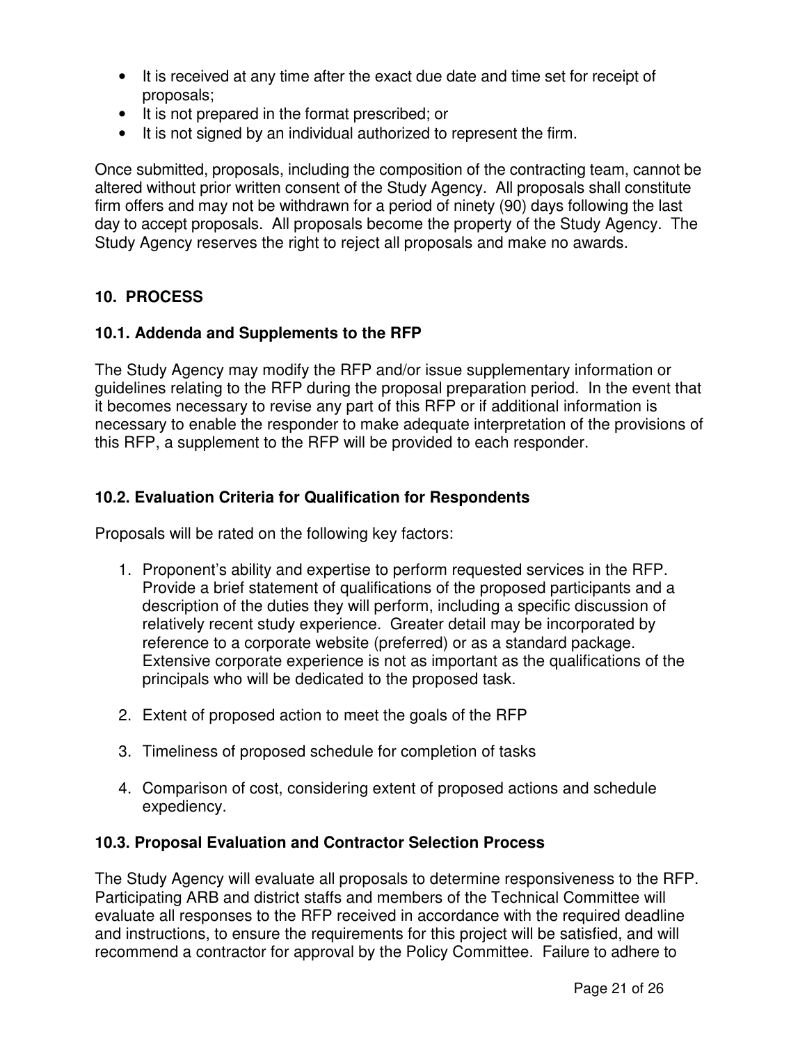- It is received at any time after the exact due date and time set for receipt of proposals;
- It is not prepared in the format prescribed; or
- It is not signed by an individual authorized to represent the firm.

Once submitted, proposals, including the composition of the contracting team, cannot be altered without prior written consent of the Study Agency. All proposals shall constitute firm offers and may not be withdrawn for a period of ninety (90) days following the last day to accept proposals. All proposals become the property of the Study Agency. The Study Agency reserves the right to reject all proposals and make no awards.

## 10. PROCESS

### 10.1. Addenda and Supplements to the RFP

The Study Agency may modify the RFP and/or issue supplementary information or guidelines relating to the RFP during the proposal preparation period. In the event that it becomes necessary to revise any part of this RFP or if additional information is necessary to enable the responder to make adequate interpretation of the provisions of this RFP, a supplement to the RFP will be provided to each responder.

### 10.2. Evaluation Criteria for Qualification for Respondents

Proposals will be rated on the following key factors:

1. Proponent's ability and expertise to perform requested services in the RFP. Provide a brief statement of qualifications of the proposed participants and a description of the duties they will perform, including a specific discussion of relatively recent study experience. Greater detail may be incorporated by reference to a corporate website (preferred) or as a standard package. Extensive corporate experience is not as important as the qualifications of the principals who will be dedicated to the proposed task.

2. Extent of proposed action to meet the goals of the RFP

3. Timeliness of proposed schedule for completion of tasks

4. Comparison of cost, considering extent of proposed actions and schedule expediency.

### 10.3. Proposal Evaluation and Contractor Selection Process

The Study Agency will evaluate all proposals to determine responsiveness to the RFP. Participating ARB and district staffs and members of the Technical Committee will evaluate all responses to the RFP received in accordance with the required deadline and instructions, to ensure the requirements for this project will be satisfied, and will recommend a contractor for approval by the Policy Committee. Failure to adhere to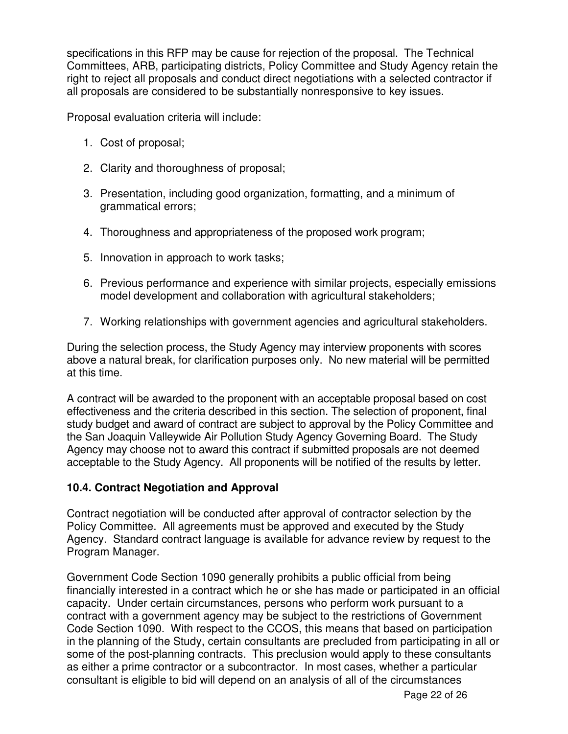specifications in this RFP may be cause for rejection of the proposal. The Technical Committees, ARB, participating districts, Policy Committee and Study Agency retain the right to reject all proposals and conduct direct negotiations with a selected contractor if all proposals are considered to be substantially nonresponsive to key issues.

Proposal evaluation criteria will include:

1. Cost of proposal;
2. Clarity and thoroughness of proposal;
3. Presentation, including good organization, formatting, and a minimum of grammatical errors;
4. Thoroughness and appropriateness of the proposed work program;
5. Innovation in approach to work tasks;
6. Previous performance and experience with similar projects, especially emissions model development and collaboration with agricultural stakeholders;
7. Working relationships with government agencies and agricultural stakeholders.

During the selection process, the Study Agency may interview proponents with scores above a natural break, for clarification purposes only. No new material will be permitted at this time.

A contract will be awarded to the proponent with an acceptable proposal based on cost effectiveness and the criteria described in this section. The selection of proponent, final study budget and award of contract are subject to approval by the Policy Committee and the San Joaquin Valleywide Air Pollution Study Agency Governing Board. The Study Agency may choose not to award this contract if submitted proposals are not deemed acceptable to the Study Agency. All proponents will be notified of the results by letter.

### 10.4. Contract Negotiation and Approval

Contract negotiation will be conducted after approval of contractor selection by the Policy Committee. All agreements must be approved and executed by the Study Agency. Standard contract language is available for advance review by request to the Program Manager.

Government Code Section 1090 generally prohibits a public official from being financially interested in a contract which he or she has made or participated in an official capacity. Under certain circumstances, persons who perform work pursuant to a contract with a government agency may be subject to the restrictions of Government Code Section 1090. With respect to the CCOS, this means that based on participation in the planning of the Study, certain consultants are precluded from participating in all or some of the post-planning contracts. This preclusion would apply to these consultants as either a prime contractor or a subcontractor. In most cases, whether a particular consultant is eligible to bid will depend on an analysis of all of the circumstances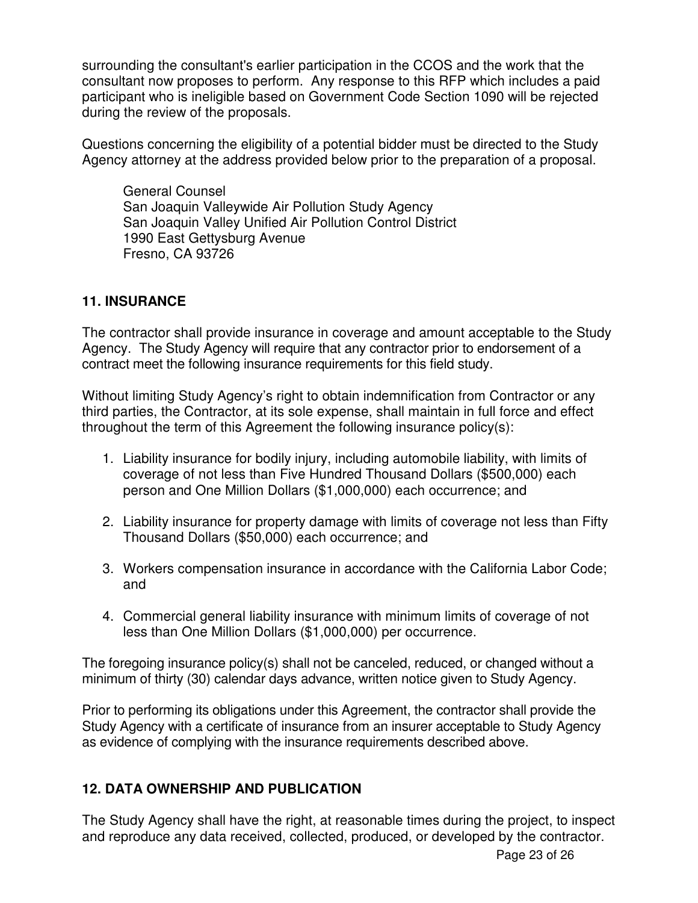surrounding the consultant's earlier participation in the CCOS and the work that the consultant now proposes to perform. Any response to this RFP which includes a paid participant who is ineligible based on Government Code Section 1090 will be rejected during the review of the proposals.

Questions concerning the eligibility of a potential bidder must be directed to the Study Agency attorney at the address provided below prior to the preparation of a proposal.

General Counsel
San Joaquin Valleywide Air Pollution Study Agency
San Joaquin Valley Unified Air Pollution Control District
1990 East Gettysburg Avenue
Fresno, CA 93726

## 11. INSURANCE

The contractor shall provide insurance in coverage and amount acceptable to the Study Agency. The Study Agency will require that any contractor prior to endorsement of a contract meet the following insurance requirements for this field study.

Without limiting Study Agency's right to obtain indemnification from Contractor or any third parties, the Contractor, at its sole expense, shall maintain in full force and effect throughout the term of this Agreement the following insurance policy(s):

1. Liability insurance for bodily injury, including automobile liability, with limits of coverage of not less than Five Hundred Thousand Dollars ($500,000) each person and One Million Dollars ($1,000,000) each occurrence; and
2. Liability insurance for property damage with limits of coverage not less than Fifty Thousand Dollars ($50,000) each occurrence; and
3. Workers compensation insurance in accordance with the California Labor Code; and
4. Commercial general liability insurance with minimum limits of coverage of not less than One Million Dollars ($1,000,000) per occurrence.

The foregoing insurance policy(s) shall not be canceled, reduced, or changed without a minimum of thirty (30) calendar days advance, written notice given to Study Agency.

Prior to performing its obligations under this Agreement, the contractor shall provide the Study Agency with a certificate of insurance from an insurer acceptable to Study Agency as evidence of complying with the insurance requirements described above.

## 12. DATA OWNERSHIP AND PUBLICATION

The Study Agency shall have the right, at reasonable times during the project, to inspect and reproduce any data received, collected, produced, or developed by the contractor.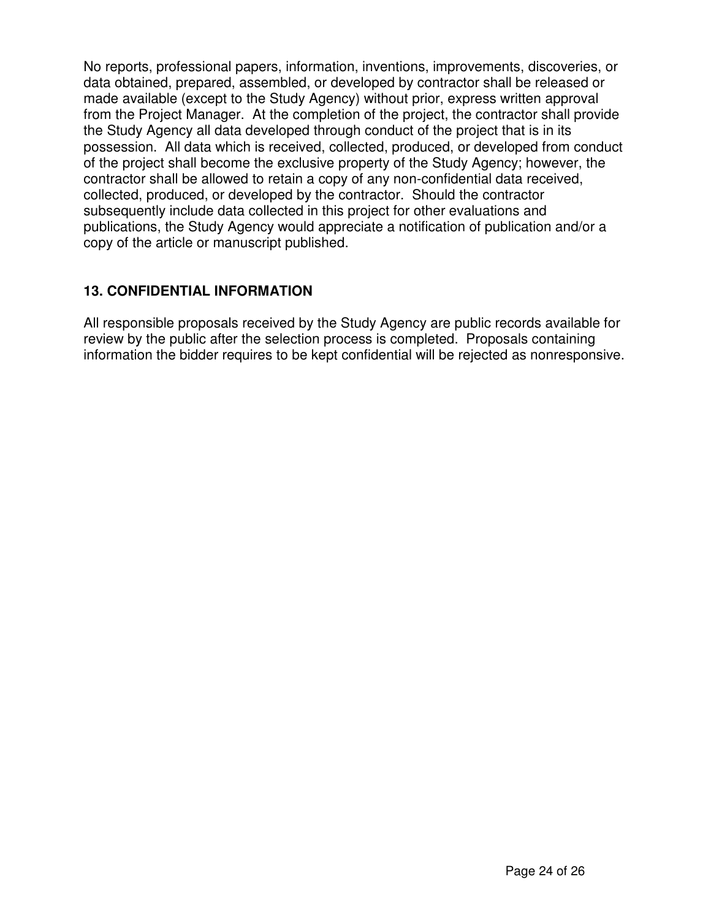No reports, professional papers, information, inventions, improvements, discoveries, or data obtained, prepared, assembled, or developed by contractor shall be released or made available (except to the Study Agency) without prior, express written approval from the Project Manager. At the completion of the project, the contractor shall provide the Study Agency all data developed through conduct of the project that is in its possession. All data which is received, collected, produced, or developed from conduct of the project shall become the exclusive property of the Study Agency; however, the contractor shall be allowed to retain a copy of any non-confidential data received, collected, produced, or developed by the contractor. Should the contractor subsequently include data collected in this project for other evaluations and publications, the Study Agency would appreciate a notification of publication and/or a copy of the article or manuscript published.

## 13. CONFIDENTIAL INFORMATION

All responsible proposals received by the Study Agency are public records available for review by the public after the selection process is completed. Proposals containing information the bidder requires to be kept confidential will be rejected as nonresponsive.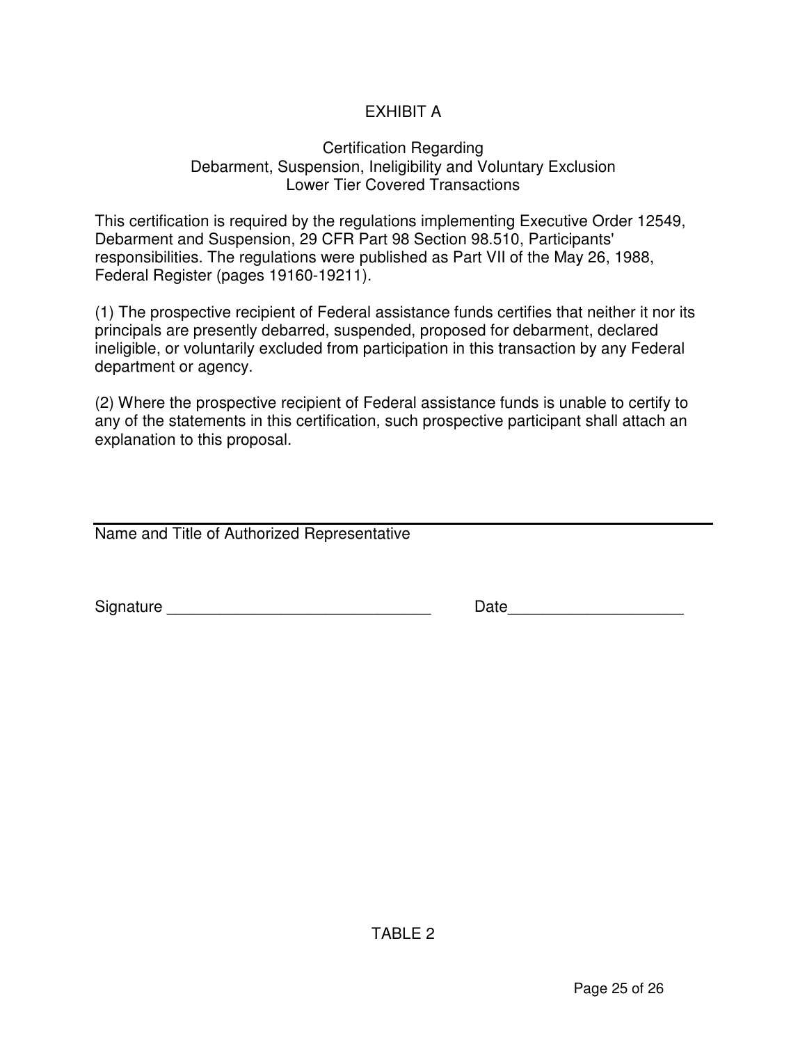# EXHIBIT A

## Certification Regarding Debarment, Suspension, Ineligibility and Voluntary Exclusion Lower Tier Covered Transactions

This certification is required by the regulations implementing Executive Order 12549, Debarment and Suspension, 29 CFR Part 98 Section 98.510, Participants' responsibilities. The regulations were published as Part VII of the May 26, 1988, Federal Register (pages 19160-19211).

(1) The prospective recipient of Federal assistance funds certifies that neither it nor its principals are presently debarred, suspended, proposed for debarment, declared ineligible, or voluntarily excluded from participation in this transaction by any Federal department or agency.

(2) Where the prospective recipient of Federal assistance funds is unable to certify to any of the statements in this certification, such prospective participant shall attach an explanation to this proposal.

______________________________________________________________

Name and Title of Authorized Representative

Signature ______________________________ Date____________________

TABLE 2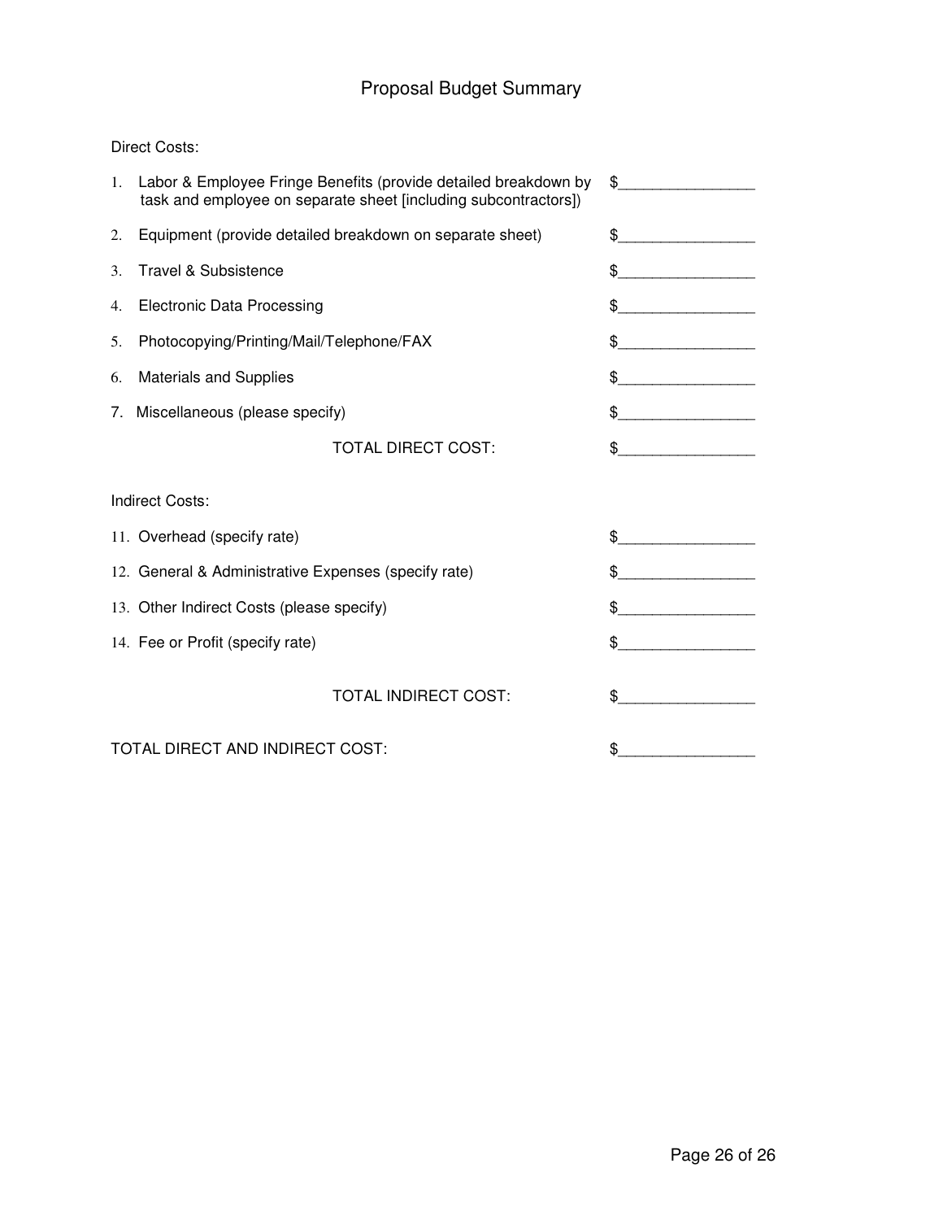# Proposal Budget Summary

Direct Costs:

| | |
|---|---|
| 1. Labor & Employee Fringe Benefits (provide detailed breakdown by task and employee on separate sheet [including subcontractors]) | $________________ |
| 2. Equipment (provide detailed breakdown on separate sheet) | $________________ |
| 3. Travel & Subsistence | $________________ |
| 4. Electronic Data Processing | $________________ |
| 5. Photocopying/Printing/Mail/Telephone/FAX | $________________ |
| 6. Materials and Supplies | $________________ |
| 7. Miscellaneous (please specify) | $________________ |
| TOTAL DIRECT COST: | $________________ |

Indirect Costs:

| | |
|---|---|
| 11. Overhead (specify rate) | $________________ |
| 12. General & Administrative Expenses (specify rate) | $________________ |
| 13. Other Indirect Costs (please specify) | $________________ |
| 14. Fee or Profit (specify rate) | $________________ |
| TOTAL INDIRECT COST: | $________________ |

| | |
|---|---|
| TOTAL DIRECT AND INDIRECT COST: | $________________ |